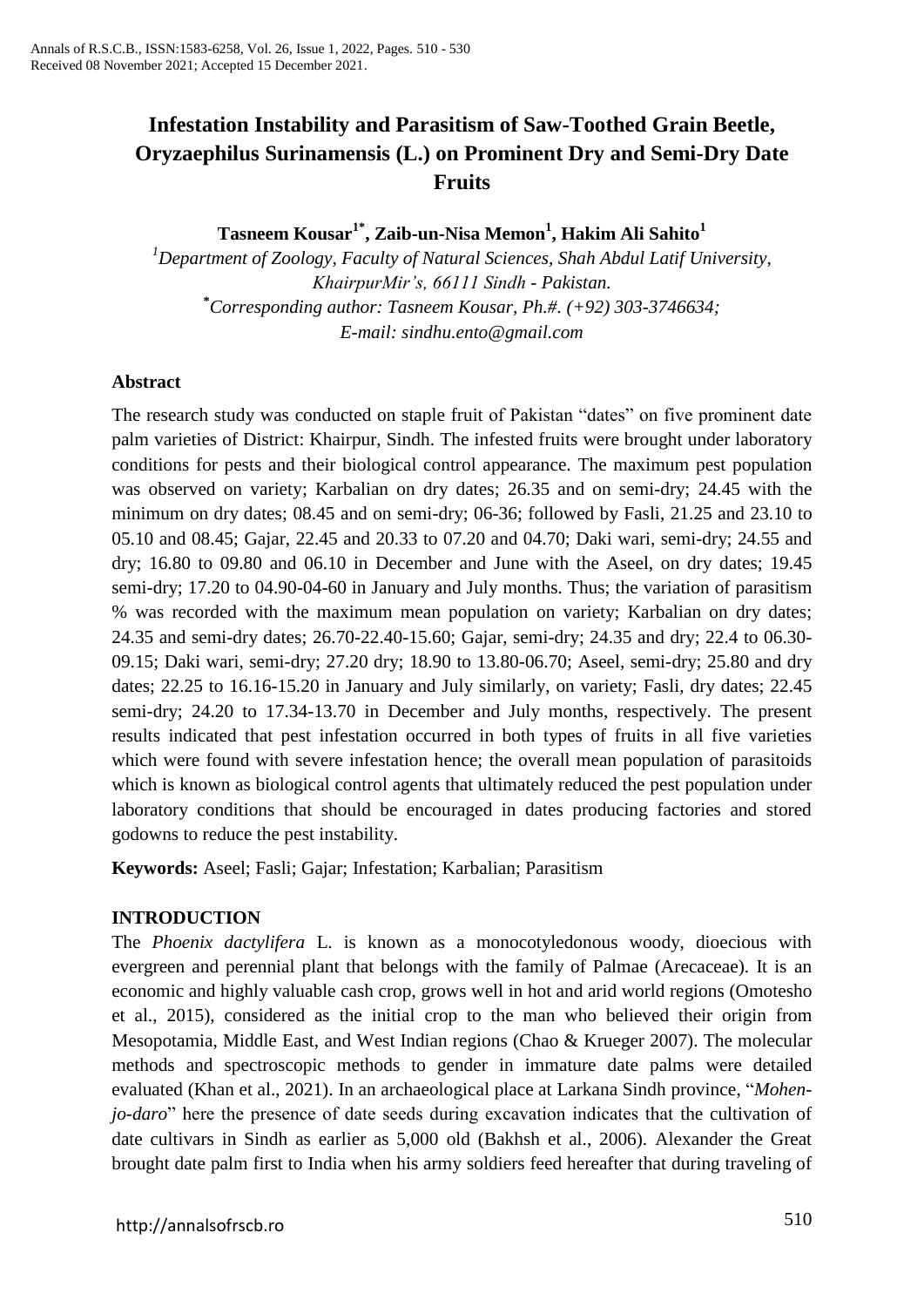# Infestation Instability and Parasitism of Saw-Toothed Grain Beetle, Oryzaephilus Surinamensis (L.) on Prominent Dry and Semi-Dry Date Fruits

**Tasneem Kousar[1*], Zaib-un-Nisa Memon[1], Hakim Ali Sahito[1]**

[1]*Department of Zoology, Faculty of Natural Sciences, Shah Abdul Latif University, KhairpurMir's, 66111 Sindh - Pakistan.*

[*]*Corresponding author: Tasneem Kousar, Ph.#. (+92) 303-3746634; E-mail: sindhu.ento@gmail.com*

## Abstract

The research study was conducted on staple fruit of Pakistan "dates" on five prominent date palm varieties of District: Khairpur, Sindh. The infested fruits were brought under laboratory conditions for pests and their biological control appearance. The maximum pest population was observed on variety; Karbalian on dry dates; 26.35 and on semi-dry; 24.45 with the minimum on dry dates; 08.45 and on semi-dry; 06-36; followed by Fasli, 21.25 and 23.10 to 05.10 and 08.45; Gajar, 22.45 and 20.33 to 07.20 and 04.70; Daki wari, semi-dry; 24.55 and dry; 16.80 to 09.80 and 06.10 in December and June with the Aseel, on dry dates; 19.45 semi-dry; 17.20 to 04.90-04-60 in January and July months. Thus; the variation of parasitism % was recorded with the maximum mean population on variety; Karbalian on dry dates; 24.35 and semi-dry dates; 26.70-22.40-15.60; Gajar, semi-dry; 24.35 and dry; 22.4 to 06.30-09.15; Daki wari, semi-dry; 27.20 dry; 18.90 to 13.80-06.70; Aseel, semi-dry; 25.80 and dry dates; 22.25 to 16.16-15.20 in January and July similarly, on variety; Fasli, dry dates; 22.45 semi-dry; 24.20 to 17.34-13.70 in December and July months, respectively. The present results indicated that pest infestation occurred in both types of fruits in all five varieties which were found with severe infestation hence; the overall mean population of parasitoids which is known as biological control agents that ultimately reduced the pest population under laboratory conditions that should be encouraged in dates producing factories and stored godowns to reduce the pest instability.

**Keywords:** Aseel; Fasli; Gajar; Infestation; Karbalian; Parasitism

## INTRODUCTION

The *Phoenix dactylifera* L. is known as a monocotyledonous woody, dioecious with evergreen and perennial plant that belongs with the family of Palmae (Arecaceae). It is an economic and highly valuable cash crop, grows well in hot and arid world regions (Omotesho et al., 2015), considered as the initial crop to the man who believed their origin from Mesopotamia, Middle East, and West Indian regions (Chao & Krueger 2007). The molecular methods and spectroscopic methods to gender in immature date palms were detailed evaluated (Khan et al., 2021). In an archaeological place at Larkana Sindh province, "*Mohen-jo-daro*" here the presence of date seeds during excavation indicates that the cultivation of date cultivars in Sindh as earlier as 5,000 old (Bakhsh et al., 2006). Alexander the Great brought date palm first to India when his army soldiers feed hereafter that during traveling of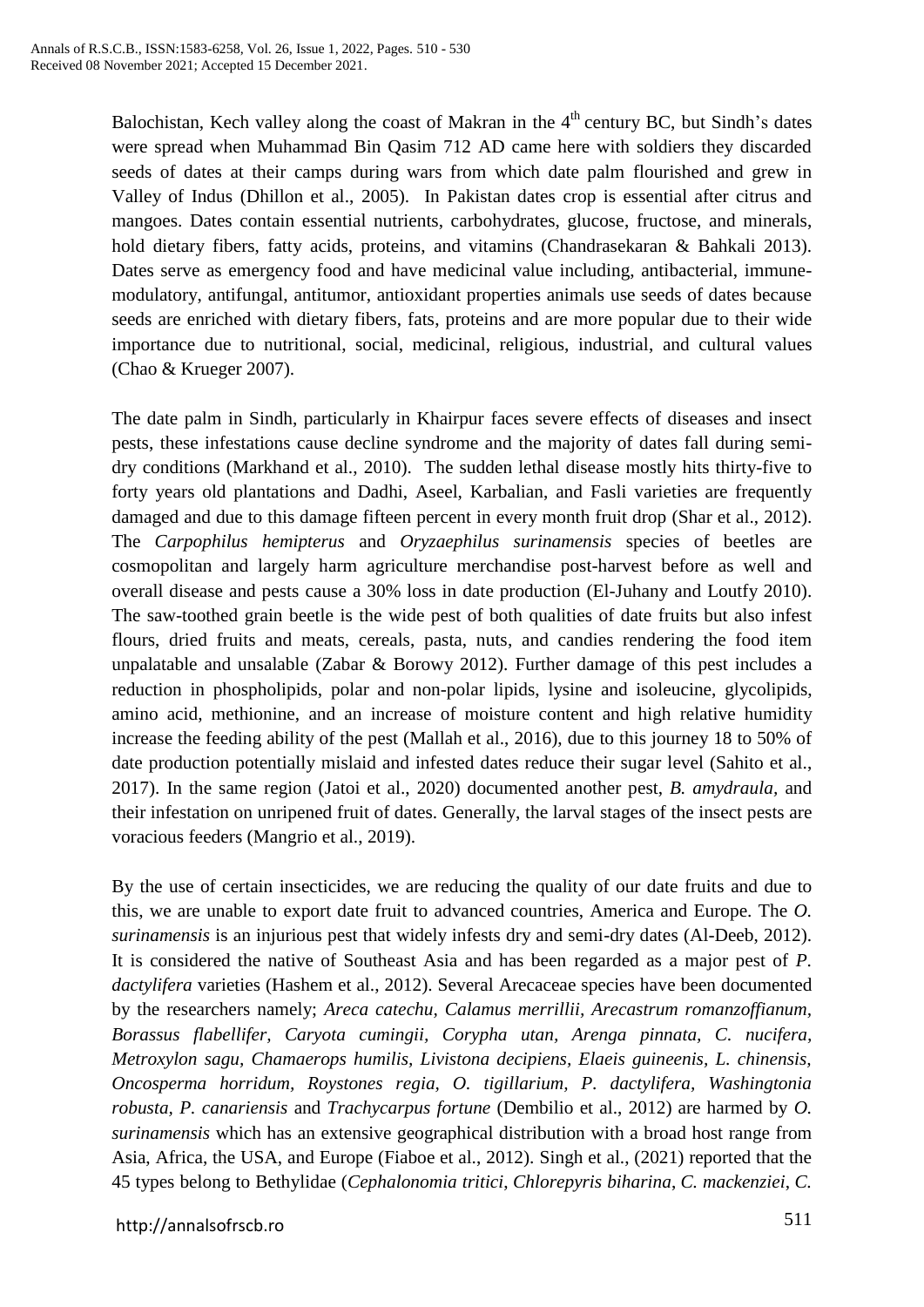Balochistan, Kech valley along the coast of Makran in the 4th century BC, but Sindh's dates were spread when Muhammad Bin Qasim 712 AD came here with soldiers they discarded seeds of dates at their camps during wars from which date palm flourished and grew in Valley of Indus (Dhillon et al., 2005). In Pakistan dates crop is essential after citrus and mangoes. Dates contain essential nutrients, carbohydrates, glucose, fructose, and minerals, hold dietary fibers, fatty acids, proteins, and vitamins (Chandrasekaran & Bahkali 2013). Dates serve as emergency food and have medicinal value including, antibacterial, immune-modulatory, antifungal, antitumor, antioxidant properties animals use seeds of dates because seeds are enriched with dietary fibers, fats, proteins and are more popular due to their wide importance due to nutritional, social, medicinal, religious, industrial, and cultural values (Chao & Krueger 2007).

The date palm in Sindh, particularly in Khairpur faces severe effects of diseases and insect pests, these infestations cause decline syndrome and the majority of dates fall during semi-dry conditions (Markhand et al., 2010). The sudden lethal disease mostly hits thirty-five to forty years old plantations and Dadhi, Aseel, Karbalian, and Fasli varieties are frequently damaged and due to this damage fifteen percent in every month fruit drop (Shar et al., 2012). The *Carpophilus hemipterus* and *Oryzaephilus surinamensis* species of beetles are cosmopolitan and largely harm agriculture merchandise post-harvest before as well and overall disease and pests cause a 30% loss in date production (El-Juhany and Loutfy 2010). The saw-toothed grain beetle is the wide pest of both qualities of date fruits but also infest flours, dried fruits and meats, cereals, pasta, nuts, and candies rendering the food item unpalatable and unsalable (Zabar & Borowy 2012). Further damage of this pest includes a reduction in phospholipids, polar and non-polar lipids, lysine and isoleucine, glycolipids, amino acid, methionine, and an increase of moisture content and high relative humidity increase the feeding ability of the pest (Mallah et al., 2016), due to this journey 18 to 50% of date production potentially mislaid and infested dates reduce their sugar level (Sahito et al., 2017). In the same region (Jatoi et al., 2020) documented another pest, *B. amydraula*, and their infestation on unripened fruit of dates. Generally, the larval stages of the insect pests are voracious feeders (Mangrio et al., 2019).

By the use of certain insecticides, we are reducing the quality of our date fruits and due to this, we are unable to export date fruit to advanced countries, America and Europe. The *O. surinamensis* is an injurious pest that widely infests dry and semi-dry dates (Al-Deeb, 2012). It is considered the native of Southeast Asia and has been regarded as a major pest of *P. dactylifera* varieties (Hashem et al., 2012). Several Arecaceae species have been documented by the researchers namely; *Areca catechu, Calamus merrillii, Arecastrum romanzoffianum, Borassus flabellifer, Caryota cumingii, Corypha utan, Arenga pinnata, C. nucifera, Metroxylon sagu, Chamaerops humilis, Livistona decipiens, Elaeis guineenis, L. chinensis, Oncosperma horridum, Roystones regia, O. tigillarium, P. dactylifera, Washingtonia robusta, P. canariensis* and *Trachycarpus fortune* (Dembilio et al., 2012) are harmed by *O. surinamensis* which has an extensive geographical distribution with a broad host range from Asia, Africa, the USA, and Europe (Fiaboe et al., 2012). Singh et al., (2021) reported that the 45 types belong to Bethylidae (*Cephalonomia tritici*, *Chlorepyris biharina*, *C. mackenziei*, *C.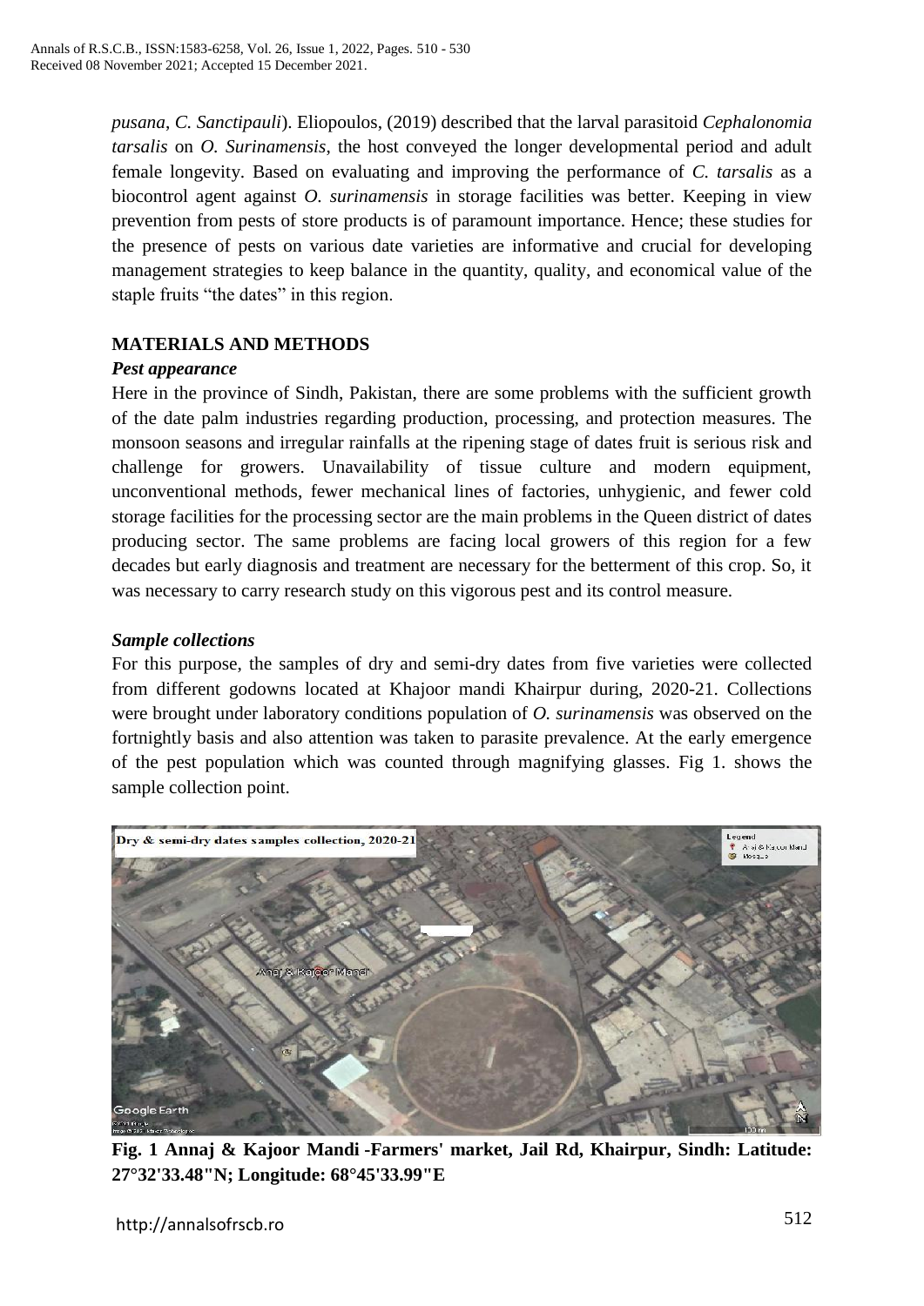*pusana*, *C. Sanctipauli*). Eliopoulos, (2019) described that the larval parasitoid *Cephalonomia tarsalis* on *O. Surinamensis*, the host conveyed the longer developmental period and adult female longevity. Based on evaluating and improving the performance of *C. tarsalis* as a biocontrol agent against *O. surinamensis* in storage facilities was better. Keeping in view prevention from pests of store products is of paramount importance. Hence; these studies for the presence of pests on various date varieties are informative and crucial for developing management strategies to keep balance in the quantity, quality, and economical value of the staple fruits "the dates" in this region.

## MATERIALS AND METHODS

### *Pest appearance*

Here in the province of Sindh, Pakistan, there are some problems with the sufficient growth of the date palm industries regarding production, processing, and protection measures. The monsoon seasons and irregular rainfalls at the ripening stage of dates fruit is serious risk and challenge for growers. Unavailability of tissue culture and modern equipment, unconventional methods, fewer mechanical lines of factories, unhygienic, and fewer cold storage facilities for the processing sector are the main problems in the Queen district of dates producing sector. The same problems are facing local growers of this region for a few decades but early diagnosis and treatment are necessary for the betterment of this crop. So, it was necessary to carry research study on this vigorous pest and its control measure.

### *Sample collections*

For this purpose, the samples of dry and semi-dry dates from five varieties were collected from different godowns located at Khajoor mandi Khairpur during, 2020-21. Collections were brought under laboratory conditions population of *O. surinamensis* was observed on the fortnightly basis and also attention was taken to parasite prevalence. At the early emergence of the pest population which was counted through magnifying glasses. Fig 1. shows the sample collection point.

**Fig. 1 Annaj & Kajoor Mandi -Farmers' market, Jail Rd, Khairpur, Sindh: Latitude: 27°32'33.48"N; Longitude: 68°45'33.99"E**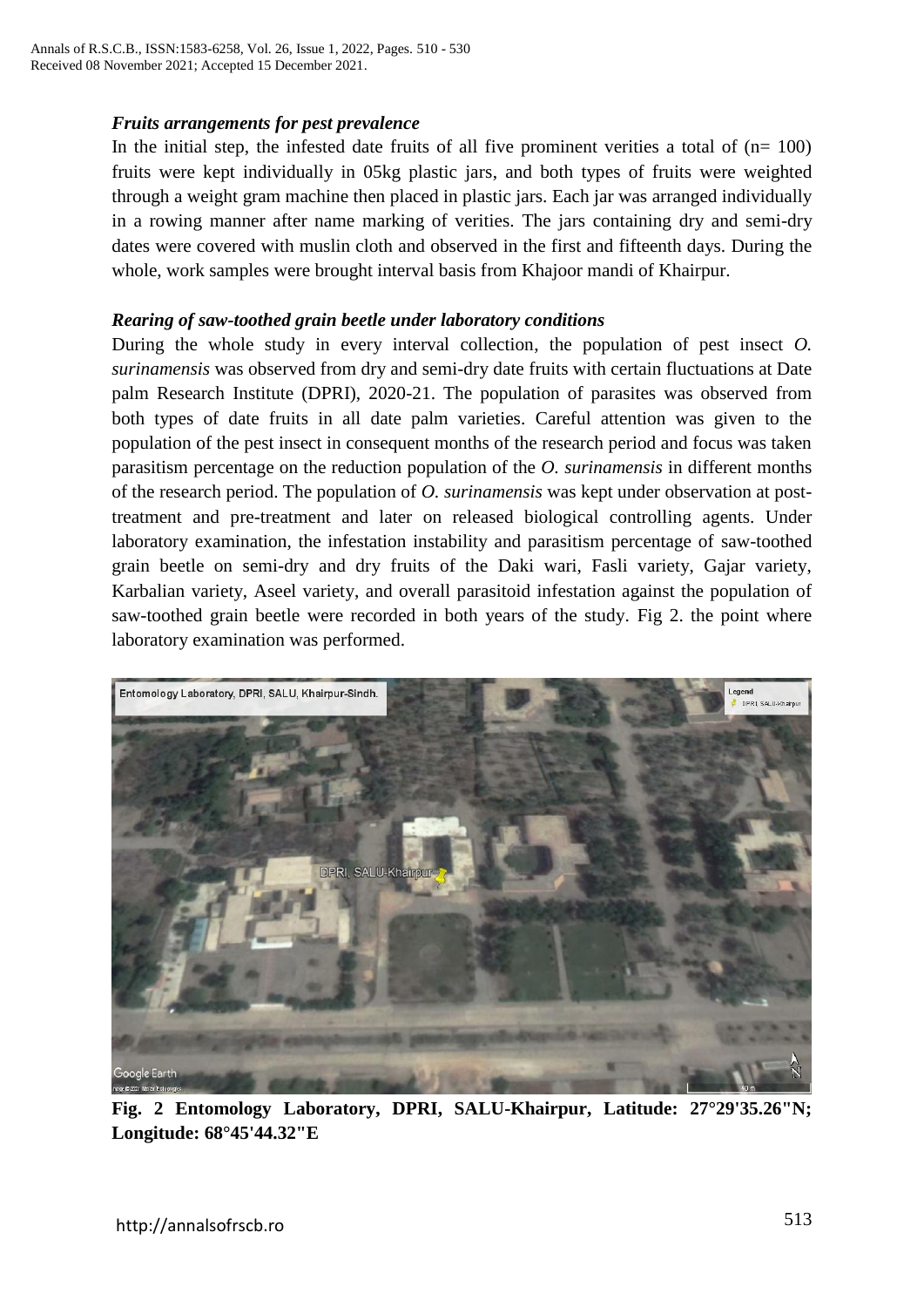### *Fruits arrangements for pest prevalence*

In the initial step, the infested date fruits of all five prominent verities a total of (n= 100) fruits were kept individually in 05kg plastic jars, and both types of fruits were weighted through a weight gram machine then placed in plastic jars. Each jar was arranged individually in a rowing manner after name marking of verities. The jars containing dry and semi-dry dates were covered with muslin cloth and observed in the first and fifteenth days. During the whole, work samples were brought interval basis from Khajoor mandi of Khairpur.

### *Rearing of saw-toothed grain beetle under laboratory conditions*

During the whole study in every interval collection, the population of pest insect *O. surinamensis* was observed from dry and semi-dry date fruits with certain fluctuations at Date palm Research Institute (DPRI), 2020-21. The population of parasites was observed from both types of date fruits in all date palm varieties. Careful attention was given to the population of the pest insect in consequent months of the research period and focus was taken parasitism percentage on the reduction population of the *O. surinamensis* in different months of the research period. The population of *O. surinamensis* was kept under observation at post-treatment and pre-treatment and later on released biological controlling agents. Under laboratory examination, the infestation instability and parasitism percentage of saw-toothed grain beetle on semi-dry and dry fruits of the Daki wari, Fasli variety, Gajar variety, Karbalian variety, Aseel variety, and overall parasitoid infestation against the population of saw-toothed grain beetle were recorded in both years of the study. Fig 2. the point where laboratory examination was performed.

**Fig. 2 Entomology Laboratory, DPRI, SALU-Khairpur, Latitude: 27°29'35.26"N; Longitude: 68°45'44.32"E**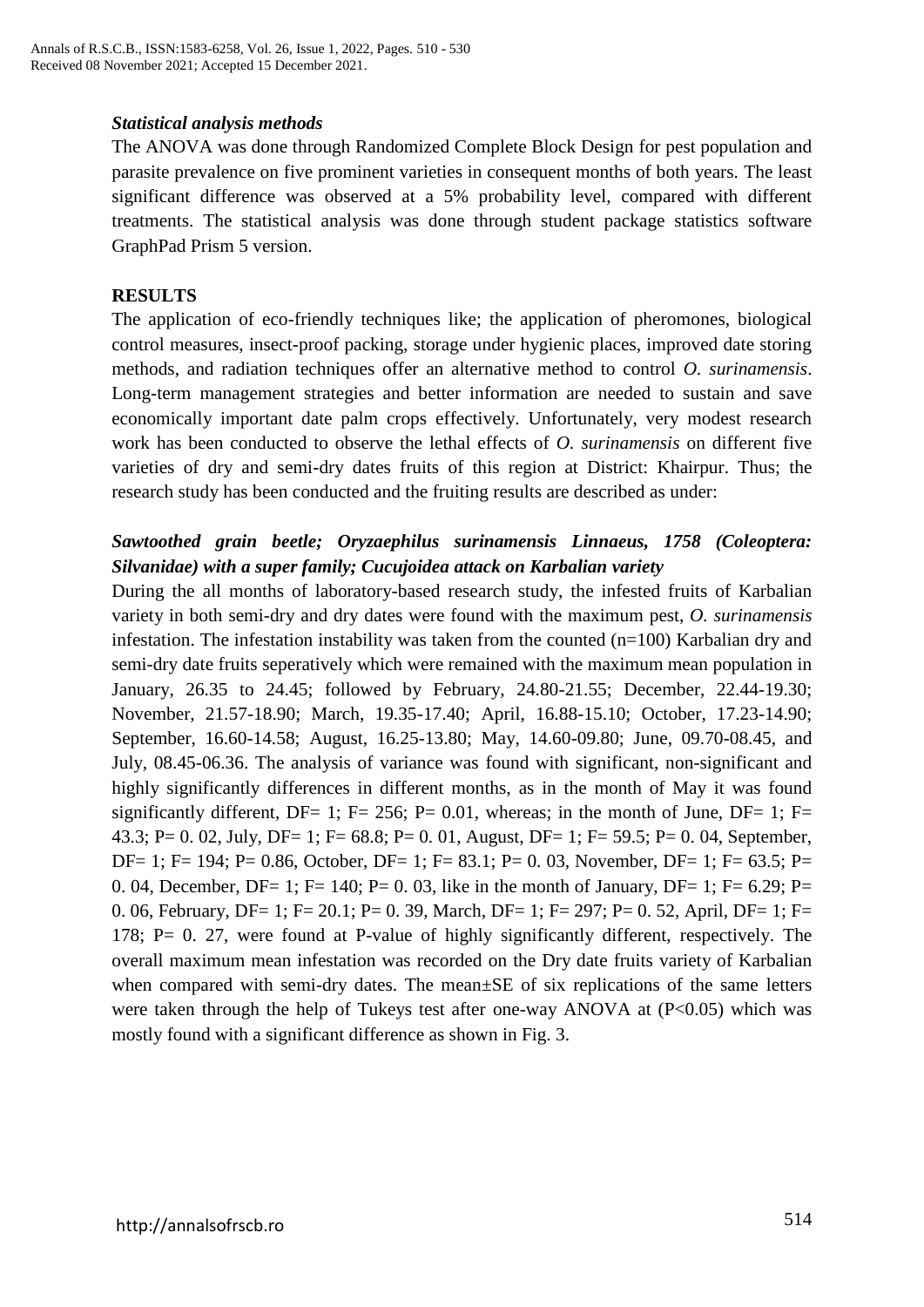### *Statistical analysis methods*

The ANOVA was done through Randomized Complete Block Design for pest population and parasite prevalence on five prominent varieties in consequent months of both years. The least significant difference was observed at a 5% probability level, compared with different treatments. The statistical analysis was done through student package statistics software GraphPad Prism 5 version.

## RESULTS

The application of eco-friendly techniques like; the application of pheromones, biological control measures, insect-proof packing, storage under hygienic places, improved date storing methods, and radiation techniques offer an alternative method to control *O. surinamensis*. Long-term management strategies and better information are needed to sustain and save economically important date palm crops effectively. Unfortunately, very modest research work has been conducted to observe the lethal effects of *O. surinamensis* on different five varieties of dry and semi-dry dates fruits of this region at District: Khairpur. Thus; the research study has been conducted and the fruiting results are described as under:

### *Sawtoothed grain beetle; Oryzaephilus surinamensis Linnaeus, 1758 (Coleoptera: Silvanidae) with a super family; Cucujoidea attack on Karbalian variety*

During the all months of laboratory-based research study, the infested fruits of Karbalian variety in both semi-dry and dry dates were found with the maximum pest, *O. surinamensis* infestation. The infestation instability was taken from the counted (n=100) Karbalian dry and semi-dry date fruits seperatively which were remained with the maximum mean population in January, 26.35 to 24.45; followed by February, 24.80-21.55; December, 22.44-19.30; November, 21.57-18.90; March, 19.35-17.40; April, 16.88-15.10; October, 17.23-14.90; September, 16.60-14.58; August, 16.25-13.80; May, 14.60-09.80; June, 09.70-08.45, and July, 08.45-06.36. The analysis of variance was found with significant, non-significant and highly significantly differences in different months, as in the month of May it was found significantly different, DF= 1; F= 256; P= 0.01, whereas; in the month of June, DF= 1; F= 43.3; P= 0. 02, July, DF= 1; F= 68.8; P= 0. 01, August, DF= 1; F= 59.5; P= 0. 04, September, DF= 1; F= 194; P= 0.86, October, DF= 1; F= 83.1; P= 0. 03, November, DF= 1; F= 63.5; P= 0. 04, December, DF= 1; F= 140; P= 0. 03, like in the month of January, DF= 1; F= 6.29; P= 0. 06, February, DF= 1; F= 20.1; P= 0. 39, March, DF= 1; F= 297; P= 0. 52, April, DF= 1; F= 178; P= 0. 27, were found at P-value of highly significantly different, respectively. The overall maximum mean infestation was recorded on the Dry date fruits variety of Karbalian when compared with semi-dry dates. The mean±SE of six replications of the same letters were taken through the help of Tukeys test after one-way ANOVA at ($P<0.05$) which was mostly found with a significant difference as shown in Fig. 3.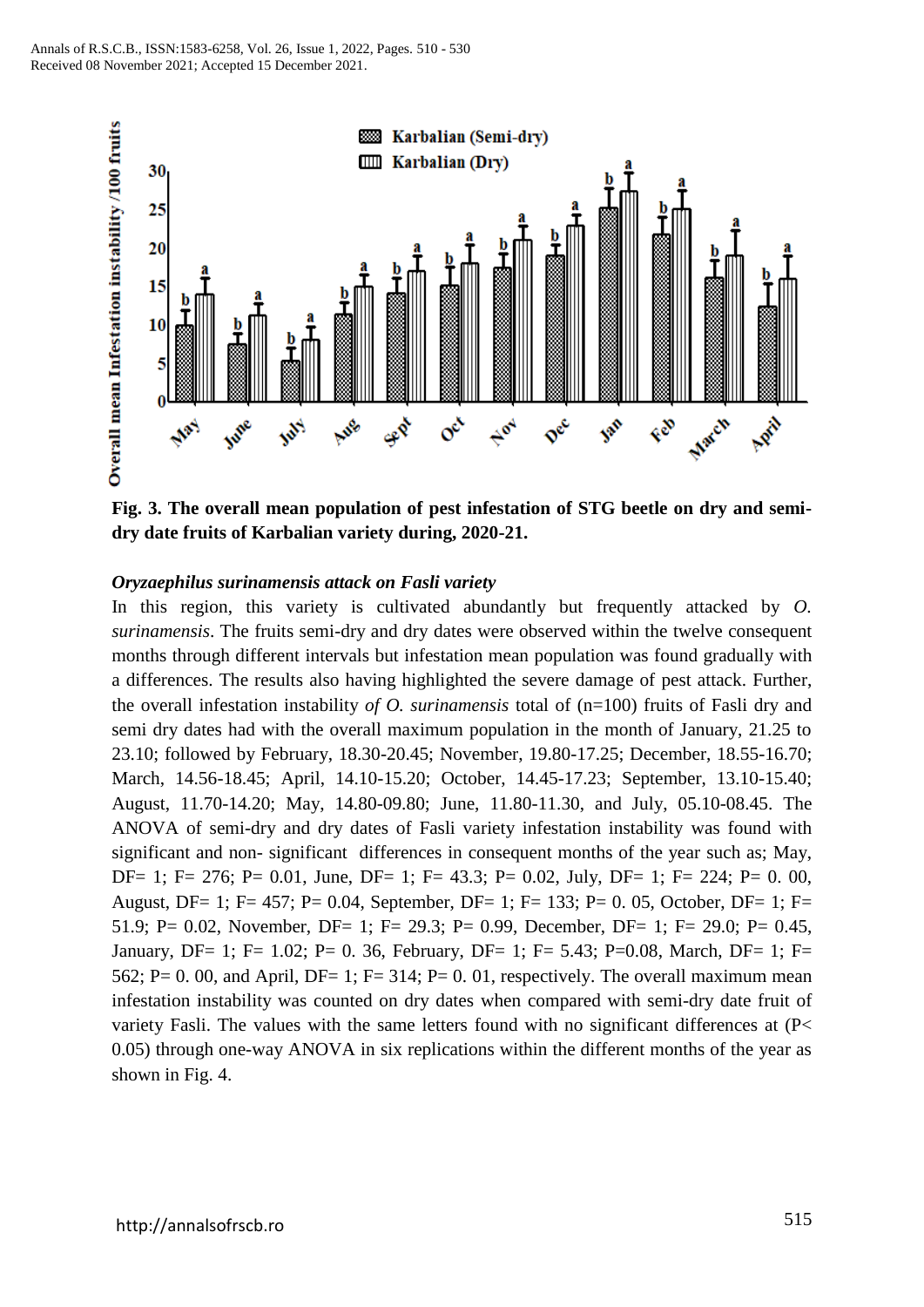**Fig. 3. The overall mean population of pest infestation of STG beetle on dry and semi-dry date fruits of Karbalian variety during, 2020-21.**

### *Oryzaephilus surinamensis attack on Fasli variety*

In this region, this variety is cultivated abundantly but frequently attacked by *O. surinamensis*. The fruits semi-dry and dry dates were observed within the twelve consequent months through different intervals but infestation mean population was found gradually with a differences. The results also having highlighted the severe damage of pest attack. Further, the overall infestation instability *of O. surinamensis* total of (n=100) fruits of Fasli dry and semi dry dates had with the overall maximum population in the month of January, 21.25 to 23.10; followed by February, 18.30-20.45; November, 19.80-17.25; December, 18.55-16.70; March, 14.56-18.45; April, 14.10-15.20; October, 14.45-17.23; September, 13.10-15.40; August, 11.70-14.20; May, 14.80-09.80; June, 11.80-11.30, and July, 05.10-08.45. The ANOVA of semi-dry and dry dates of Fasli variety infestation instability was found with significant and non- significant differences in consequent months of the year such as; May, DF= 1; F= 276; P= 0.01, June, DF= 1; F= 43.3; P= 0.02, July, DF= 1; F= 224; P= 0. 00, August, DF= 1; F= 457; P= 0.04, September, DF= 1; F= 133; P= 0. 05, October, DF= 1; F= 51.9; P= 0.02, November, DF= 1; F= 29.3; P= 0.99, December, DF= 1; F= 29.0; P= 0.45, January, DF= 1; F= 1.02; P= 0. 36, February, DF= 1; F= 5.43; P=0.08, March, DF= 1; F= 562; P= 0. 00, and April, DF= 1; F= 314; P= 0. 01, respectively. The overall maximum mean infestation instability was counted on dry dates when compared with semi-dry date fruit of variety Fasli. The values with the same letters found with no significant differences at (P< 0.05) through one-way ANOVA in six replications within the different months of the year as shown in Fig. 4.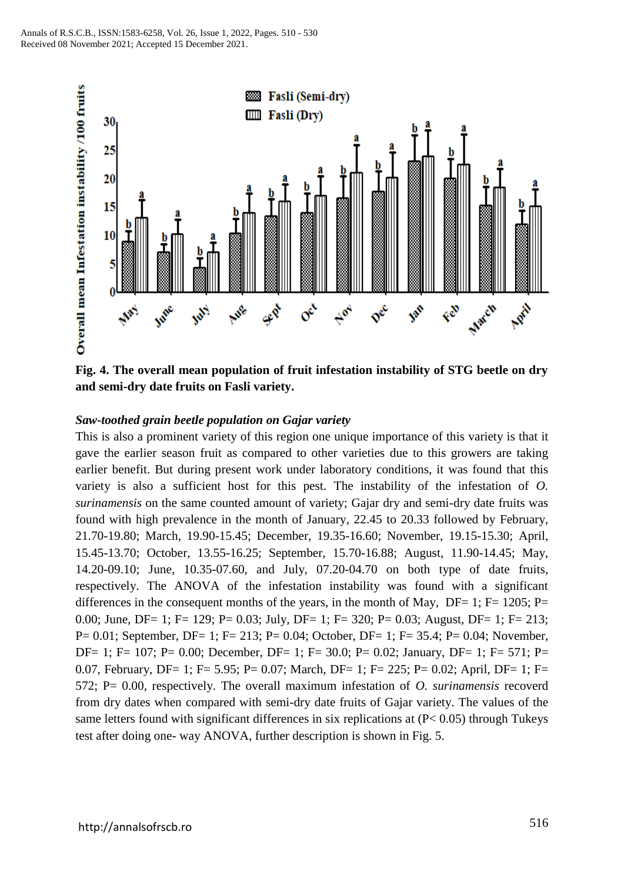**Fig. 4. The overall mean population of fruit infestation instability of STG beetle on dry and semi-dry date fruits on Fasli variety.**

***Saw-toothed grain beetle population on Gajar variety***

This is also a prominent variety of this region one unique importance of this variety is that it gave the earlier season fruit as compared to other varieties due to this growers are taking earlier benefit. But during present work under laboratory conditions, it was found that this variety is also a sufficient host for this pest. The instability of the infestation of *O. surinamensis* on the same counted amount of variety; Gajar dry and semi-dry date fruits was found with high prevalence in the month of January, 22.45 to 20.33 followed by February, 21.70-19.80; March, 19.90-15.45; December, 19.35-16.60; November, 19.15-15.30; April, 15.45-13.70; October, 13.55-16.25; September, 15.70-16.88; August, 11.90-14.45; May, 14.20-09.10; June, 10.35-07.60, and July, 07.20-04.70 on both type of date fruits, respectively. The ANOVA of the infestation instability was found with a significant differences in the consequent months of the years, in the month of May, DF= 1; F= 1205; P= 0.00; June, DF= 1; F= 129; P= 0.03; July, DF= 1; F= 320; P= 0.03; August, DF= 1; F= 213; P= 0.01; September, DF= 1; F= 213; P= 0.04; October, DF= 1; F= 35.4; P= 0.04; November, DF= 1; F= 107; P= 0.00; December, DF= 1; F= 30.0; P= 0.02; January, DF= 1; F= 571; P= 0.07, February, DF= 1; F= 5.95; P= 0.07; March, DF= 1; F= 225; P= 0.02; April, DF= 1; F= 572; P= 0.00, respectively. The overall maximum infestation of *O. surinamensis* recoverd from dry dates when compared with semi-dry date fruits of Gajar variety. The values of the same letters found with significant differences in six replications at ($P< 0.05$) through Tukeys test after doing one- way ANOVA, further description is shown in Fig. 5.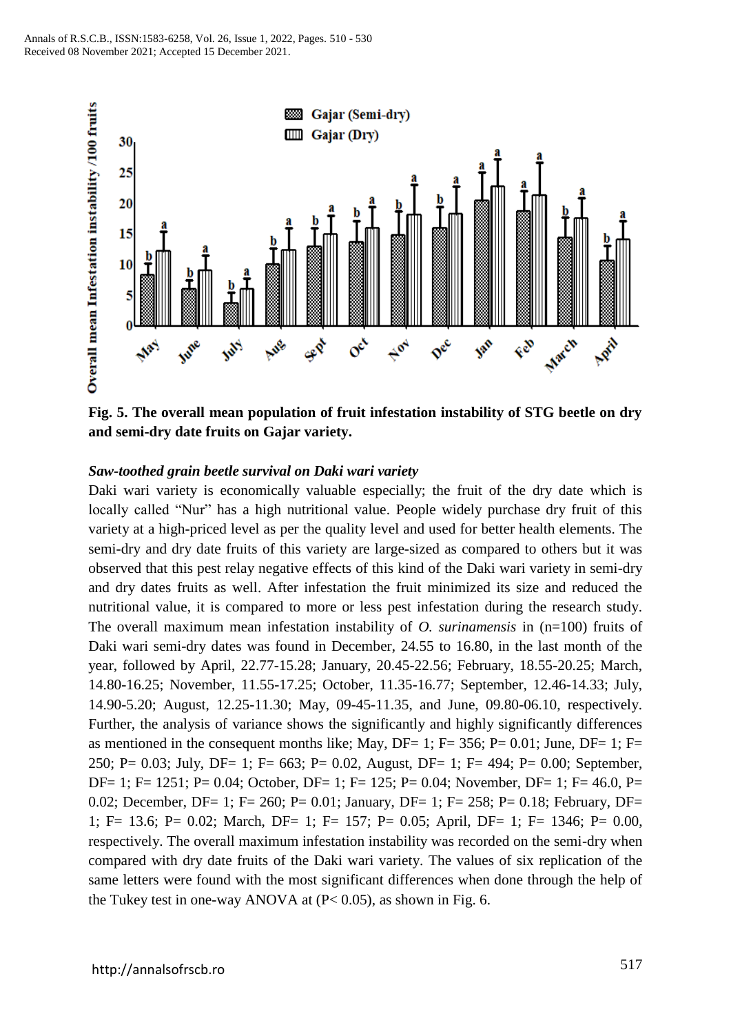**Fig. 5. The overall mean population of fruit infestation instability of STG beetle on dry and semi-dry date fruits on Gajar variety.**

### *Saw-toothed grain beetle survival on Daki wari variety*

Daki wari variety is economically valuable especially; the fruit of the dry date which is locally called "Nur" has a high nutritional value. People widely purchase dry fruit of this variety at a high-priced level as per the quality level and used for better health elements. The semi-dry and dry date fruits of this variety are large-sized as compared to others but it was observed that this pest relay negative effects of this kind of the Daki wari variety in semi-dry and dry dates fruits as well. After infestation the fruit minimized its size and reduced the nutritional value, it is compared to more or less pest infestation during the research study. The overall maximum mean infestation instability of *O. surinamensis* in (n=100) fruits of Daki wari semi-dry dates was found in December, 24.55 to 16.80, in the last month of the year, followed by April, 22.77-15.28; January, 20.45-22.56; February, 18.55-20.25; March, 14.80-16.25; November, 11.55-17.25; October, 11.35-16.77; September, 12.46-14.33; July, 14.90-5.20; August, 12.25-11.30; May, 09-45-11.35, and June, 09.80-06.10, respectively. Further, the analysis of variance shows the significantly and highly significantly differences as mentioned in the consequent months like; May, DF= 1; F= 356; P= 0.01; June, DF= 1; F= 250; P= 0.03; July, DF= 1; F= 663; P= 0.02, August, DF= 1; F= 494; P= 0.00; September, DF= 1; F= 1251; P= 0.04; October, DF= 1; F= 125; P= 0.04; November, DF= 1; F= 46.0, P= 0.02; December, DF= 1; F= 260; P= 0.01; January, DF= 1; F= 258; P= 0.18; February, DF= 1; F= 13.6; P= 0.02; March, DF= 1; F= 157; P= 0.05; April, DF= 1; F= 1346; P= 0.00, respectively. The overall maximum infestation instability was recorded on the semi-dry when compared with dry date fruits of the Daki wari variety. The values of six replication of the same letters were found with the most significant differences when done through the help of the Tukey test in one-way ANOVA at ($P< 0.05$), as shown in Fig. 6.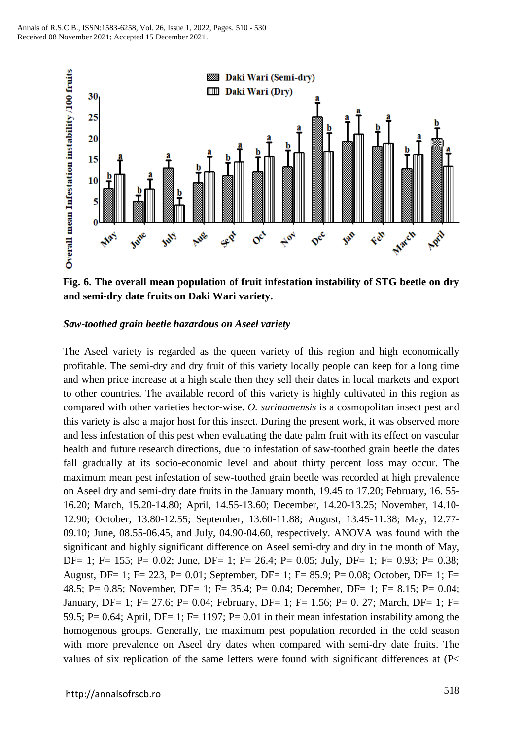Fig. 6. The overall mean population of fruit infestation instability of STG beetle on dry and semi-dry date fruits on Daki Wari variety.

***Saw-toothed grain beetle hazardous on Aseel variety***

The Aseel variety is regarded as the queen variety of this region and high economically profitable. The semi-dry and dry fruit of this variety locally people can keep for a long time and when price increase at a high scale then they sell their dates in local markets and export to other countries. The available record of this variety is highly cultivated in this region as compared with other varieties hector-wise. *O. surinamensis* is a cosmopolitan insect pest and this variety is also a major host for this insect. During the present work, it was observed more and less infestation of this pest when evaluating the date palm fruit with its effect on vascular health and future research directions, due to infestation of saw-toothed grain beetle the dates fall gradually at its socio-economic level and about thirty percent loss may occur. The maximum mean pest infestation of sew-toothed grain beetle was recorded at high prevalence on Aseel dry and semi-dry date fruits in the January month, 19.45 to 17.20; February, 16. 55-16.20; March, 15.20-14.80; April, 14.55-13.60; December, 14.20-13.25; November, 14.10-12.90; October, 13.80-12.55; September, 13.60-11.88; August, 13.45-11.38; May, 12.77-09.10; June, 08.55-06.45, and July, 04.90-04.60, respectively. ANOVA was found with the significant and highly significant difference on Aseel semi-dry and dry in the month of May, DF= 1; F= 155; P= 0.02; June, DF= 1; F= 26.4; P= 0.05; July, DF= 1; F= 0.93; P= 0.38; August, DF= 1; F= 223, P= 0.01; September, DF= 1; F= 85.9; P= 0.08; October, DF= 1; F= 48.5; P= 0.85; November, DF= 1; F= 35.4; P= 0.04; December, DF= 1; F= 8.15; P= 0.04; January, DF= 1; F= 27.6; P= 0.04; February, DF= 1; F= 1.56; P= 0. 27; March, DF= 1; F= 59.5; P= 0.64; April, DF= 1; F= 1197; P= 0.01 in their mean infestation instability among the homogenous groups. Generally, the maximum pest population recorded in the cold season with more prevalence on Aseel dry dates when compared with semi-dry date fruits. The values of six replication of the same letters were found with significant differences at (P<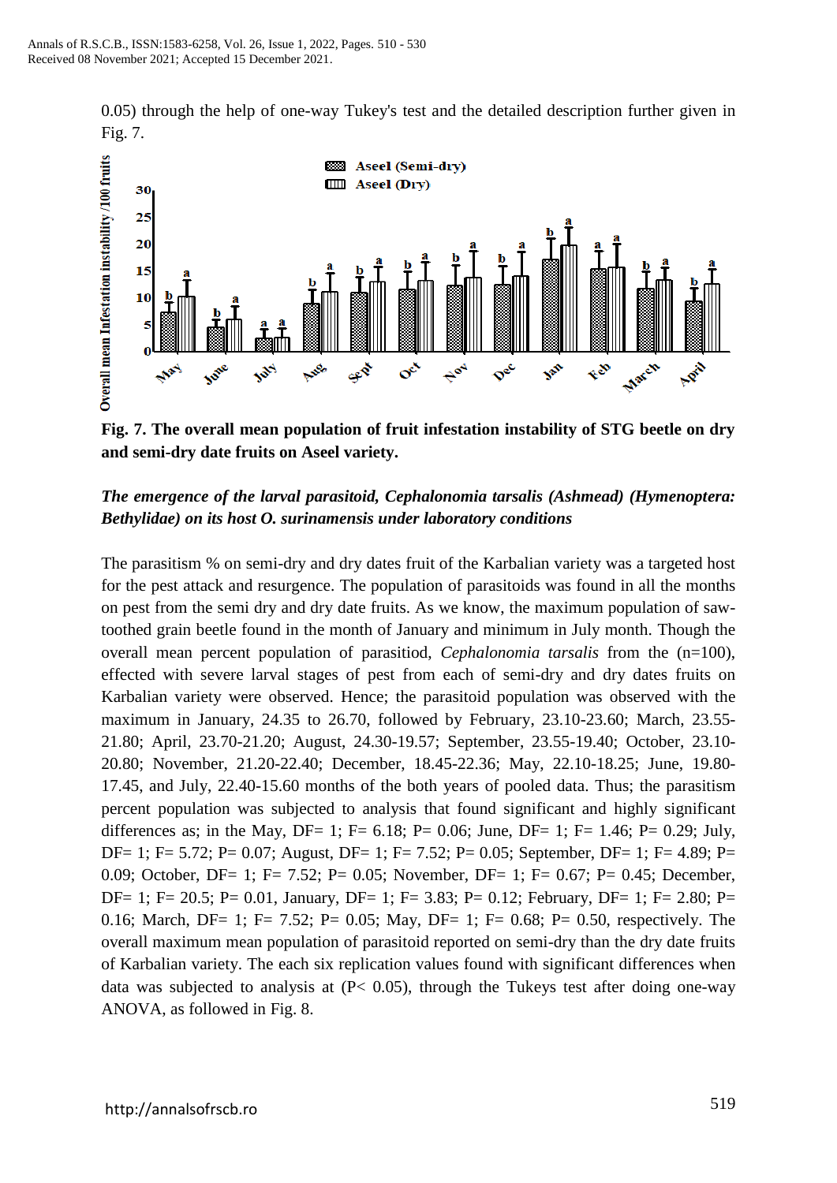0.05) through the help of one-way Tukey's test and the detailed description further given in Fig. 7.

**Fig. 7. The overall mean population of fruit infestation instability of STG beetle on dry and semi-dry date fruits on Aseel variety.**

***The emergence of the larval parasitoid, Cephalonomia tarsalis (Ashmead) (Hymenoptera: Bethylidae) on its host O. surinamensis under laboratory conditions***

The parasitism % on semi-dry and dry dates fruit of the Karbalian variety was a targeted host for the pest attack and resurgence. The population of parasitoids was found in all the months on pest from the semi dry and dry date fruits. As we know, the maximum population of saw-toothed grain beetle found in the month of January and minimum in July month. Though the overall mean percent population of parasitiod, *Cephalonomia tarsalis* from the (n=100), effected with severe larval stages of pest from each of semi-dry and dry dates fruits on Karbalian variety were observed. Hence; the parasitoid population was observed with the maximum in January, 24.35 to 26.70, followed by February, 23.10-23.60; March, 23.55-21.80; April, 23.70-21.20; August, 24.30-19.57; September, 23.55-19.40; October, 23.10-20.80; November, 21.20-22.40; December, 18.45-22.36; May, 22.10-18.25; June, 19.80-17.45, and July, 22.40-15.60 months of the both years of pooled data. Thus; the parasitism percent population was subjected to analysis that found significant and highly significant differences as; in the May, DF= 1; F= 6.18; P= 0.06; June, DF= 1; F= 1.46; P= 0.29; July, DF= 1; F= 5.72; P= 0.07; August, DF= 1; F= 7.52; P= 0.05; September, DF= 1; F= 4.89; P= 0.09; October, DF= 1; F= 7.52; P= 0.05; November, DF= 1; F= 0.67; P= 0.45; December, DF= 1; F= 20.5; P= 0.01, January, DF= 1; F= 3.83; P= 0.12; February, DF= 1; F= 2.80; P= 0.16; March, DF= 1; F= 7.52; P= 0.05; May, DF= 1; F= 0.68; P= 0.50, respectively. The overall maximum mean population of parasitoid reported on semi-dry than the dry date fruits of Karbalian variety. The each six replication values found with significant differences when data was subjected to analysis at ($P< 0.05$), through the Tukeys test after doing one-way ANOVA, as followed in Fig. 8.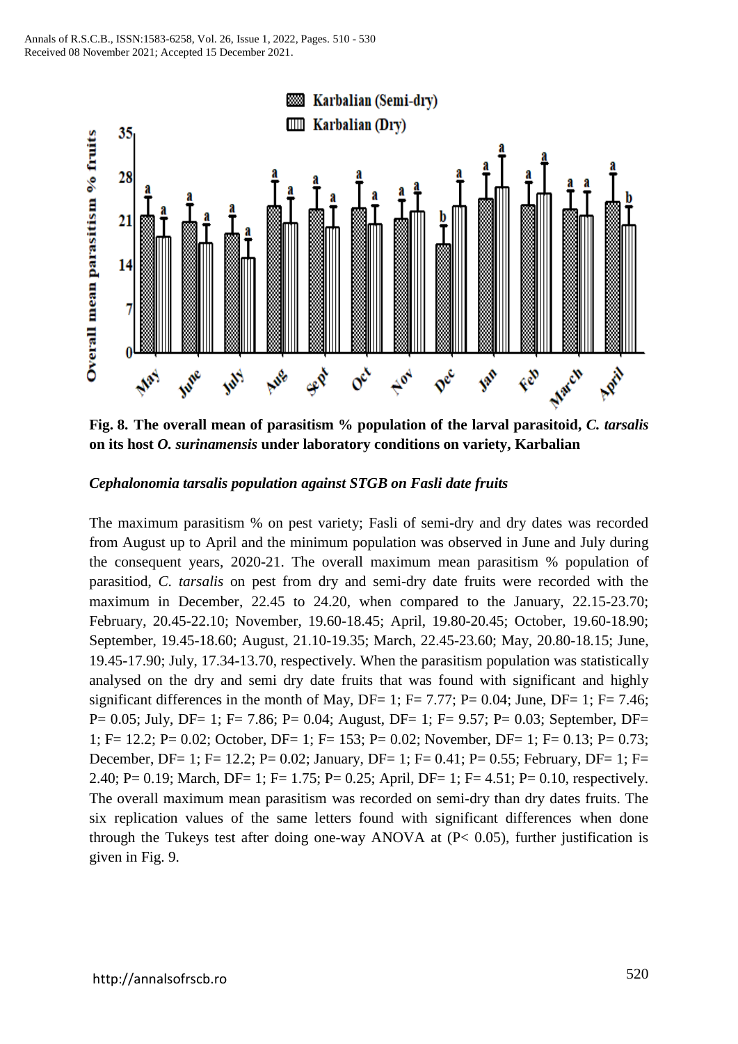**Fig. 8. The overall mean of parasitism % population of the larval parasitoid, *C. tarsalis* on its host *O. surinamensis* under laboratory conditions on variety, Karbalian**

***Cephalonomia tarsalis* population against STGB on Fasli date fruits**

The maximum parasitism % on pest variety; Fasli of semi-dry and dry dates was recorded from August up to April and the minimum population was observed in June and July during the consequent years, 2020-21. The overall maximum mean parasitism % population of parasitiod, *C. tarsalis* on pest from dry and semi-dry date fruits were recorded with the maximum in December, 22.45 to 24.20, when compared to the January, 22.15-23.70; February, 20.45-22.10; November, 19.60-18.45; April, 19.80-20.45; October, 19.60-18.90; September, 19.45-18.60; August, 21.10-19.35; March, 22.45-23.60; May, 20.80-18.15; June, 19.45-17.90; July, 17.34-13.70, respectively. When the parasitism population was statistically analysed on the dry and semi dry date fruits that was found with significant and highly significant differences in the month of May, DF= 1; F= 7.77; P= 0.04; June, DF= 1; F= 7.46; P= 0.05; July, DF= 1; F= 7.86; P= 0.04; August, DF= 1; F= 9.57; P= 0.03; September, DF= 1; F= 12.2; P= 0.02; October, DF= 1; F= 153; P= 0.02; November, DF= 1; F= 0.13; P= 0.73; December, DF= 1; F= 12.2; P= 0.02; January, DF= 1; F= 0.41; P= 0.55; February, DF= 1; F= 2.40; P= 0.19; March, DF= 1; F= 1.75; P= 0.25; April, DF= 1; F= 4.51; P= 0.10, respectively. The overall maximum mean parasitism was recorded on semi-dry than dry dates fruits. The six replication values of the same letters found with significant differences when done through the Tukeys test after doing one-way ANOVA at (P< 0.05), further justification is given in Fig. 9.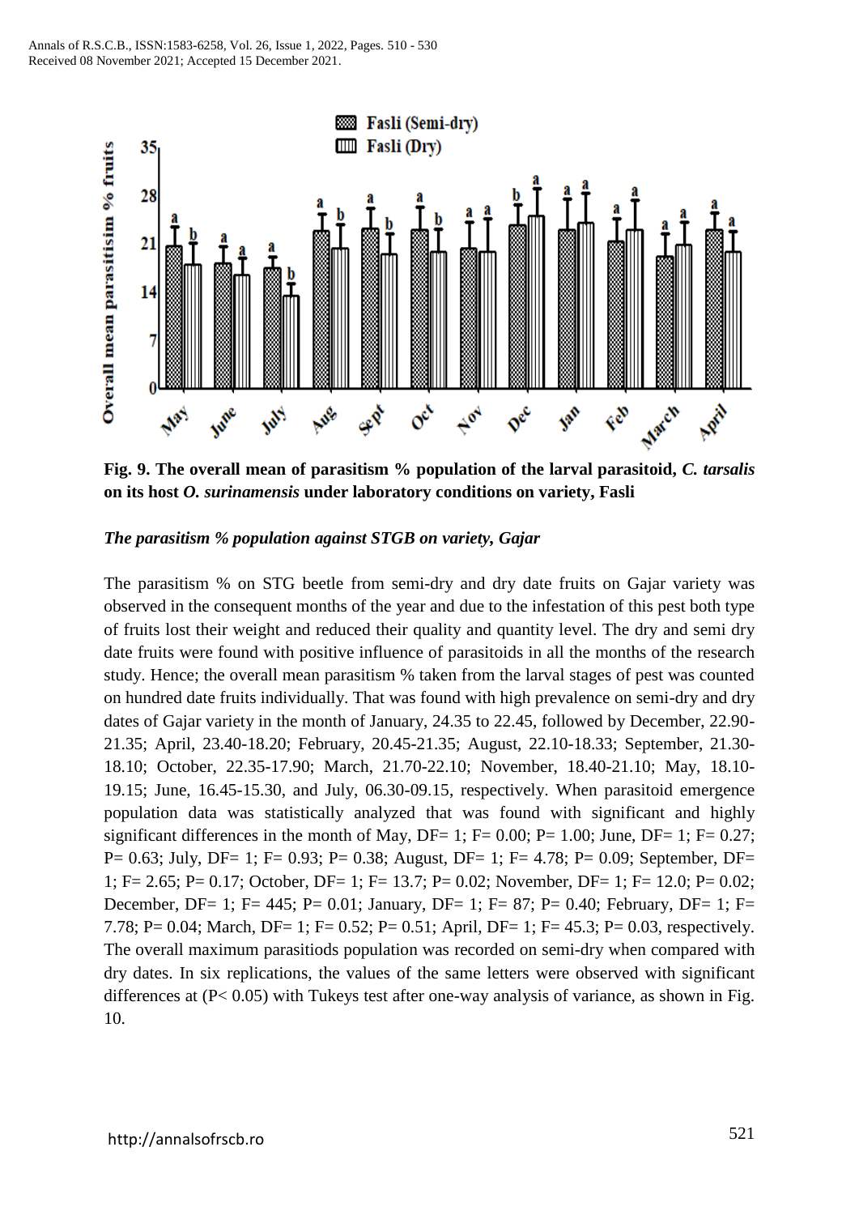**Fig. 9. The overall mean of parasitism % population of the larval parasitoid, *C. tarsalis* on its host *O. surinamensis* under laboratory conditions on variety, Fasli**

***The parasitism % population against STGB on variety, Gajar***

The parasitism % on STG beetle from semi-dry and dry date fruits on Gajar variety was observed in the consequent months of the year and due to the infestation of this pest both type of fruits lost their weight and reduced their quality and quantity level. The dry and semi dry date fruits were found with positive influence of parasitoids in all the months of the research study. Hence; the overall mean parasitism % taken from the larval stages of pest was counted on hundred date fruits individually. That was found with high prevalence on semi-dry and dry dates of Gajar variety in the month of January, 24.35 to 22.45, followed by December, 22.90-21.35; April, 23.40-18.20; February, 20.45-21.35; August, 22.10-18.33; September, 21.30-18.10; October, 22.35-17.90; March, 21.70-22.10; November, 18.40-21.10; May, 18.10-19.15; June, 16.45-15.30, and July, 06.30-09.15, respectively. When parasitoid emergence population data was statistically analyzed that was found with significant and highly significant differences in the month of May, DF= 1; F= 0.00; P= 1.00; June, DF= 1; F= 0.27; P= 0.63; July, DF= 1; F= 0.93; P= 0.38; August, DF= 1; F= 4.78; P= 0.09; September, DF= 1; F= 2.65; P= 0.17; October, DF= 1; F= 13.7; P= 0.02; November, DF= 1; F= 12.0; P= 0.02; December, DF= 1; F= 445; P= 0.01; January, DF= 1; F= 87; P= 0.40; February, DF= 1; F= 7.78; P= 0.04; March, DF= 1; F= 0.52; P= 0.51; April, DF= 1; F= 45.3; P= 0.03, respectively. The overall maximum parasitiods population was recorded on semi-dry when compared with dry dates. In six replications, the values of the same letters were observed with significant differences at ($P < 0.05$) with Tukeys test after one-way analysis of variance, as shown in Fig. 10.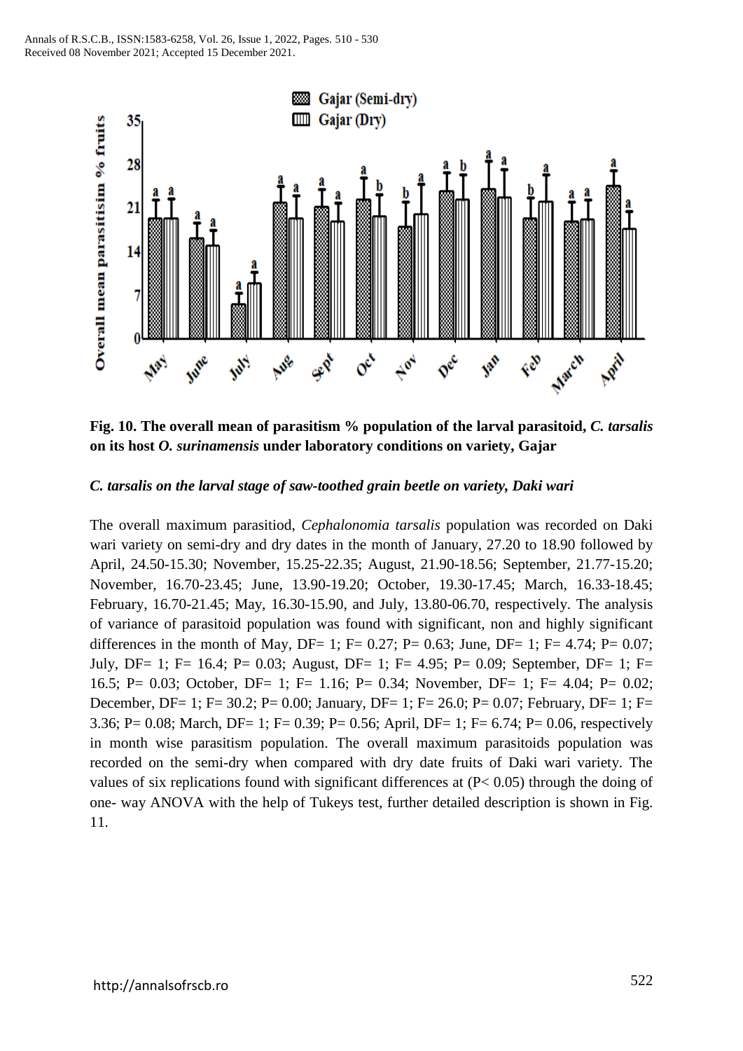**Fig. 10. The overall mean of parasitism % population of the larval parasitoid, *C. tarsalis* on its host *O. surinamensis* under laboratory conditions on variety, Gajar**

***C. tarsalis* on the larval stage of saw-toothed grain beetle on variety, Daki wari**

The overall maximum parasitiod, *Cephalonomia tarsalis* population was recorded on Daki wari variety on semi-dry and dry dates in the month of January, 27.20 to 18.90 followed by April, 24.50-15.30; November, 15.25-22.35; August, 21.90-18.56; September, 21.77-15.20; November, 16.70-23.45; June, 13.90-19.20; October, 19.30-17.45; March, 16.33-18.45; February, 16.70-21.45; May, 16.30-15.90, and July, 13.80-06.70, respectively. The analysis of variance of parasitoid population was found with significant, non and highly significant differences in the month of May, DF= 1; F= 0.27; P= 0.63; June, DF= 1; F= 4.74; P= 0.07; July, DF= 1; F= 16.4; P= 0.03; August, DF= 1; F= 4.95; P= 0.09; September, DF= 1; F= 16.5; P= 0.03; October, DF= 1; F= 1.16; P= 0.34; November, DF= 1; F= 4.04; P= 0.02; December, DF= 1; F= 30.2; P= 0.00; January, DF= 1; F= 26.0; P= 0.07; February, DF= 1; F= 3.36; P= 0.08; March, DF= 1; F= 0.39; P= 0.56; April, DF= 1; F= 6.74; P= 0.06, respectively in month wise parasitism population. The overall maximum parasitoids population was recorded on the semi-dry when compared with dry date fruits of Daki wari variety. The values of six replications found with significant differences at ($P< 0.05$) through the doing of one- way ANOVA with the help of Tukeys test, further detailed description is shown in Fig. 11.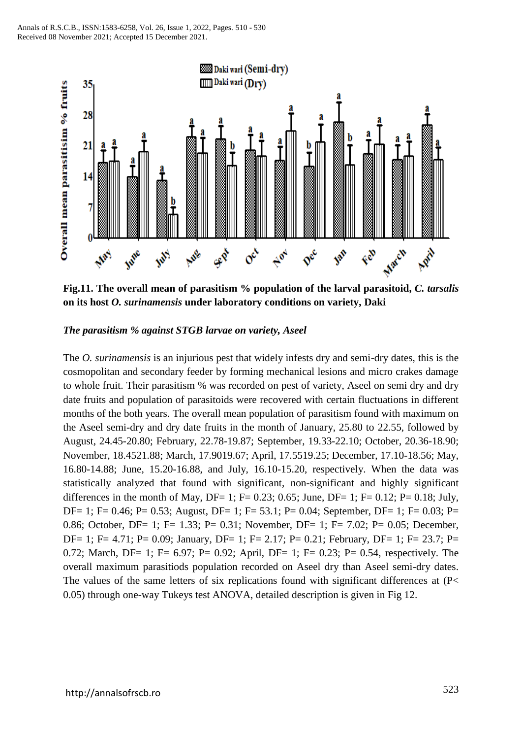**Fig.11. The overall mean of parasitism % population of the larval parasitoid, *C. tarsalis* on its host *O. surinamensis* under laboratory conditions on variety, Daki**

***The parasitism % against STGB larvae on variety, Aseel***

The *O. surinamensis* is an injurious pest that widely infests dry and semi-dry dates, this is the cosmopolitan and secondary feeder by forming mechanical lesions and micro crakes damage to whole fruit. Their parasitism % was recorded on pest of variety, Aseel on semi dry and dry date fruits and population of parasitoids were recovered with certain fluctuations in different months of the both years. The overall mean population of parasitism found with maximum on the Aseel semi-dry and dry date fruits in the month of January, 25.80 to 22.55, followed by August, 24.45-20.80; February, 22.78-19.87; September, 19.33-22.10; October, 20.36-18.90; November, 18.4521.88; March, 17.9019.67; April, 17.5519.25; December, 17.10-18.56; May, 16.80-14.88; June, 15.20-16.88, and July, 16.10-15.20, respectively. When the data was statistically analyzed that found with significant, non-significant and highly significant differences in the month of May, DF= 1; F= 0.23; 0.65; June, DF= 1; F= 0.12; P= 0.18; July, DF= 1; F= 0.46; P= 0.53; August, DF= 1; F= 53.1; P= 0.04; September, DF= 1; F= 0.03; P= 0.86; October, DF= 1; F= 1.33; P= 0.31; November, DF= 1; F= 7.02; P= 0.05; December, DF= 1; F= 4.71; P= 0.09; January, DF= 1; F= 2.17; P= 0.21; February, DF= 1; F= 23.7; P= 0.72; March, DF= 1; F= 6.97; P= 0.92; April, DF= 1; F= 0.23; P= 0.54, respectively. The overall maximum parasitiods population recorded on Aseel dry than Aseel semi-dry dates. The values of the same letters of six replications found with significant differences at ($P< 0.05$) through one-way Tukeys test ANOVA, detailed description is given in Fig 12.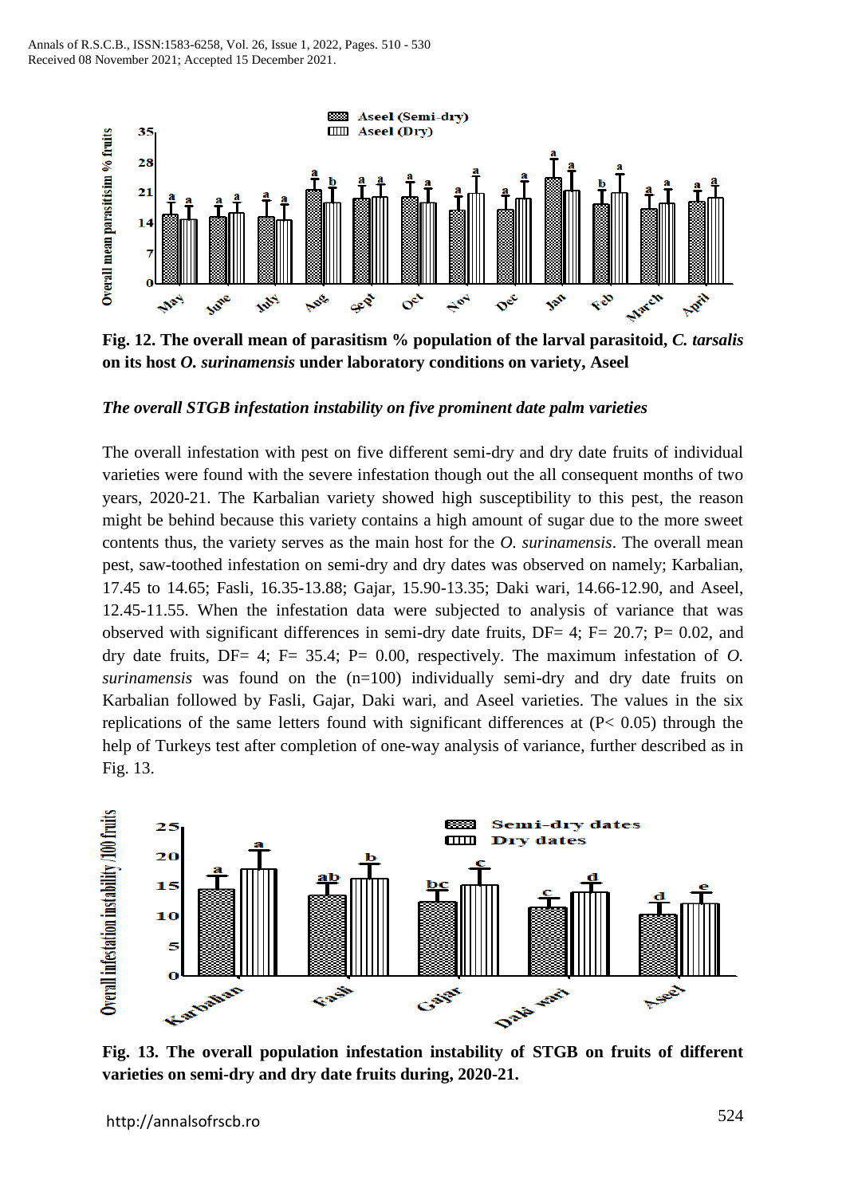**Fig. 12. The overall mean of parasitism % population of the larval parasitoid, *C. tarsalis* on its host *O. surinamensis* under laboratory conditions on variety, Aseel**

***The overall STGB infestation instability on five prominent date palm varieties***

The overall infestation with pest on five different semi-dry and dry date fruits of individual varieties were found with the severe infestation though out the all consequent months of two years, 2020-21. The Karbalian variety showed high susceptibility to this pest, the reason might be behind because this variety contains a high amount of sugar due to the more sweet contents thus, the variety serves as the main host for the *O. surinamensis*. The overall mean pest, saw-toothed infestation on semi-dry and dry dates was observed on namely; Karbalian, 17.45 to 14.65; Fasli, 16.35-13.88; Gajar, 15.90-13.35; Daki wari, 14.66-12.90, and Aseel, 12.45-11.55. When the infestation data were subjected to analysis of variance that was observed with significant differences in semi-dry date fruits, DF= 4; F= 20.7; P= 0.02, and dry date fruits, DF= 4; F= 35.4; P= 0.00, respectively. The maximum infestation of *O. surinamensis* was found on the (n=100) individually semi-dry and dry date fruits on Karbalian followed by Fasli, Gajar, Daki wari, and Aseel varieties. The values in the six replications of the same letters found with significant differences at (P< 0.05) through the help of Turkeys test after completion of one-way analysis of variance, further described as in Fig. 13.

**Fig. 13. The overall population infestation instability of STGB on fruits of different varieties on semi-dry and dry date fruits during, 2020-21.**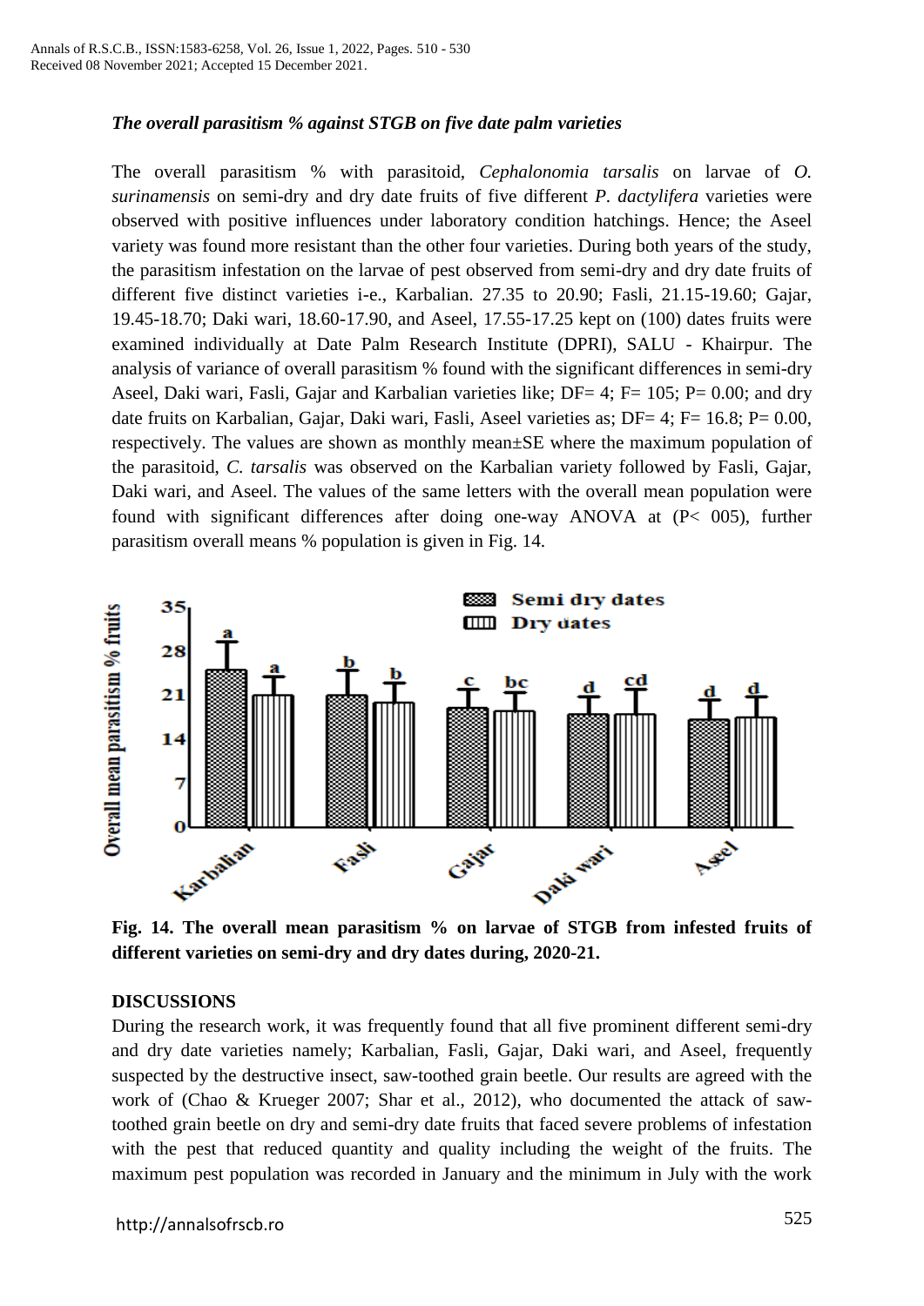### *The overall parasitism % against STGB on five date palm varieties*

The overall parasitism % with parasitoid, *Cephalonomia tarsalis* on larvae of *O. surinamensis* on semi-dry and dry date fruits of five different *P. dactylifera* varieties were observed with positive influences under laboratory condition hatchings. Hence; the Aseel variety was found more resistant than the other four varieties. During both years of the study, the parasitism infestation on the larvae of pest observed from semi-dry and dry date fruits of different five distinct varieties i-e., Karbalian. 27.35 to 20.90; Fasli, 21.15-19.60; Gajar, 19.45-18.70; Daki wari, 18.60-17.90, and Aseel, 17.55-17.25 kept on (100) dates fruits were examined individually at Date Palm Research Institute (DPRI), SALU - Khairpur. The analysis of variance of overall parasitism % found with the significant differences in semi-dry Aseel, Daki wari, Fasli, Gajar and Karbalian varieties like; DF= 4; F= 105; P= 0.00; and dry date fruits on Karbalian, Gajar, Daki wari, Fasli, Aseel varieties as; DF= 4; F= 16.8; P= 0.00, respectively. The values are shown as monthly mean±SE where the maximum population of the parasitoid, *C. tarsalis* was observed on the Karbalian variety followed by Fasli, Gajar, Daki wari, and Aseel. The values of the same letters with the overall mean population were found with significant differences after doing one-way ANOVA at (P< 005), further parasitism overall means % population is given in Fig. 14.

**Fig. 14. The overall mean parasitism % on larvae of STGB from infested fruits of different varieties on semi-dry and dry dates during, 2020-21.**

**DISCUSSIONS**

During the research work, it was frequently found that all five prominent different semi-dry and dry date varieties namely; Karbalian, Fasli, Gajar, Daki wari, and Aseel, frequently suspected by the destructive insect, saw-toothed grain beetle. Our results are agreed with the work of (Chao & Krueger 2007; Shar et al., 2012), who documented the attack of saw-toothed grain beetle on dry and semi-dry date fruits that faced severe problems of infestation with the pest that reduced quantity and quality including the weight of the fruits. The maximum pest population was recorded in January and the minimum in July with the work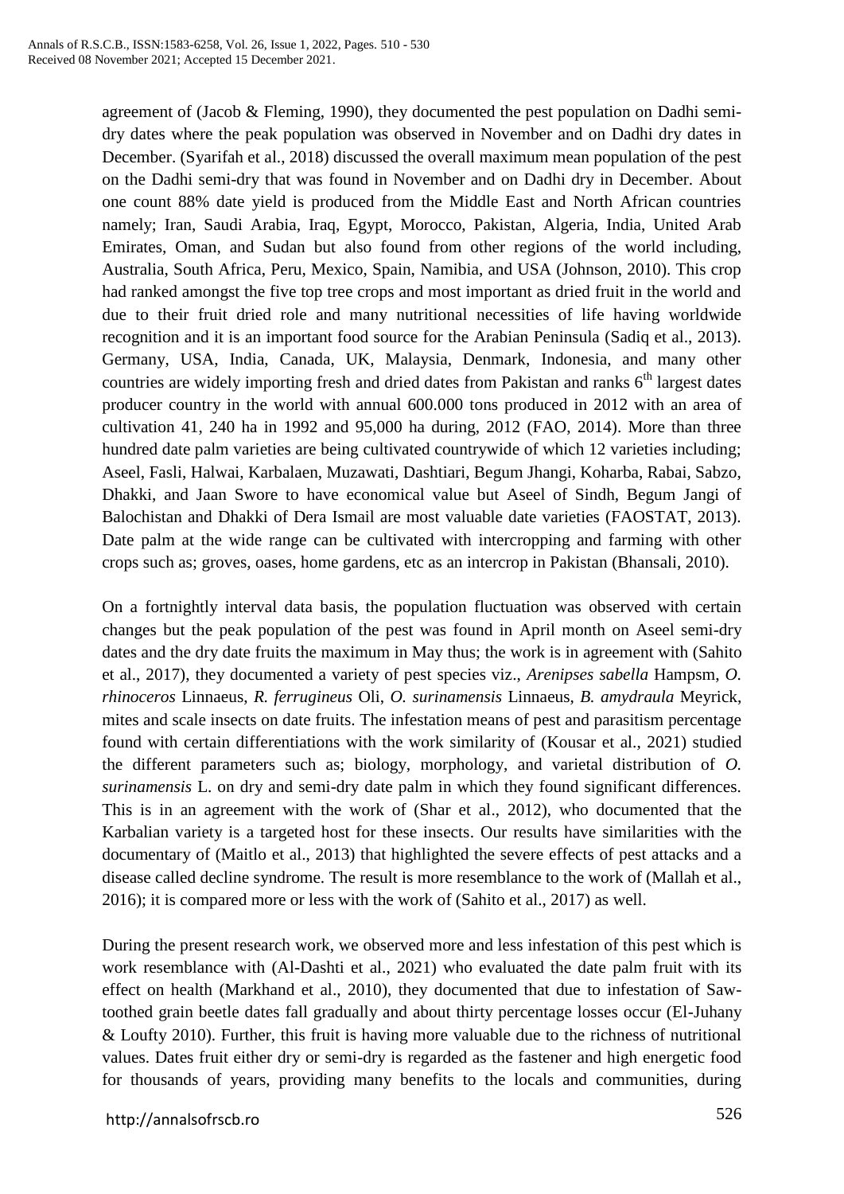agreement of (Jacob & Fleming, 1990), they documented the pest population on Dadhi semi-dry dates where the peak population was observed in November and on Dadhi dry dates in December. (Syarifah et al., 2018) discussed the overall maximum mean population of the pest on the Dadhi semi-dry that was found in November and on Dadhi dry in December. About one count 88% date yield is produced from the Middle East and North African countries namely; Iran, Saudi Arabia, Iraq, Egypt, Morocco, Pakistan, Algeria, India, United Arab Emirates, Oman, and Sudan but also found from other regions of the world including, Australia, South Africa, Peru, Mexico, Spain, Namibia, and USA (Johnson, 2010). This crop had ranked amongst the five top tree crops and most important as dried fruit in the world and due to their fruit dried role and many nutritional necessities of life having worldwide recognition and it is an important food source for the Arabian Peninsula (Sadiq et al., 2013). Germany, USA, India, Canada, UK, Malaysia, Denmark, Indonesia, and many other countries are widely importing fresh and dried dates from Pakistan and ranks 6th largest dates producer country in the world with annual 600.000 tons produced in 2012 with an area of cultivation 41, 240 ha in 1992 and 95,000 ha during, 2012 (FAO, 2014). More than three hundred date palm varieties are being cultivated countrywide of which 12 varieties including; Aseel, Fasli, Halwai, Karbalaen, Muzawati, Dashtiari, Begum Jhangi, Koharba, Rabai, Sabzo, Dhakki, and Jaan Swore to have economical value but Aseel of Sindh, Begum Jangi of Balochistan and Dhakki of Dera Ismail are most valuable date varieties (FAOSTAT, 2013). Date palm at the wide range can be cultivated with intercropping and farming with other crops such as; groves, oases, home gardens, etc as an intercrop in Pakistan (Bhansali, 2010).

On a fortnightly interval data basis, the population fluctuation was observed with certain changes but the peak population of the pest was found in April month on Aseel semi-dry dates and the dry date fruits the maximum in May thus; the work is in agreement with (Sahito et al., 2017), they documented a variety of pest species viz., *Arenipses sabella* Hampsm, *O. rhinoceros* Linnaeus, *R. ferrugineus* Oli, *O. surinamensis* Linnaeus, *B. amydraula* Meyrick, mites and scale insects on date fruits. The infestation means of pest and parasitism percentage found with certain differentiations with the work similarity of (Kousar et al., 2021) studied the different parameters such as; biology, morphology, and varietal distribution of *O. surinamensis* L. on dry and semi-dry date palm in which they found significant differences. This is in an agreement with the work of (Shar et al., 2012), who documented that the Karbalian variety is a targeted host for these insects. Our results have similarities with the documentary of (Maitlo et al., 2013) that highlighted the severe effects of pest attacks and a disease called decline syndrome. The result is more resemblance to the work of (Mallah et al., 2016); it is compared more or less with the work of (Sahito et al., 2017) as well.

During the present research work, we observed more and less infestation of this pest which is work resemblance with (Al-Dashti et al., 2021) who evaluated the date palm fruit with its effect on health (Markhand et al., 2010), they documented that due to infestation of Saw-toothed grain beetle dates fall gradually and about thirty percentage losses occur (El-Juhany & Loufty 2010). Further, this fruit is having more valuable due to the richness of nutritional values. Dates fruit either dry or semi-dry is regarded as the fastener and high energetic food for thousands of years, providing many benefits to the locals and communities, during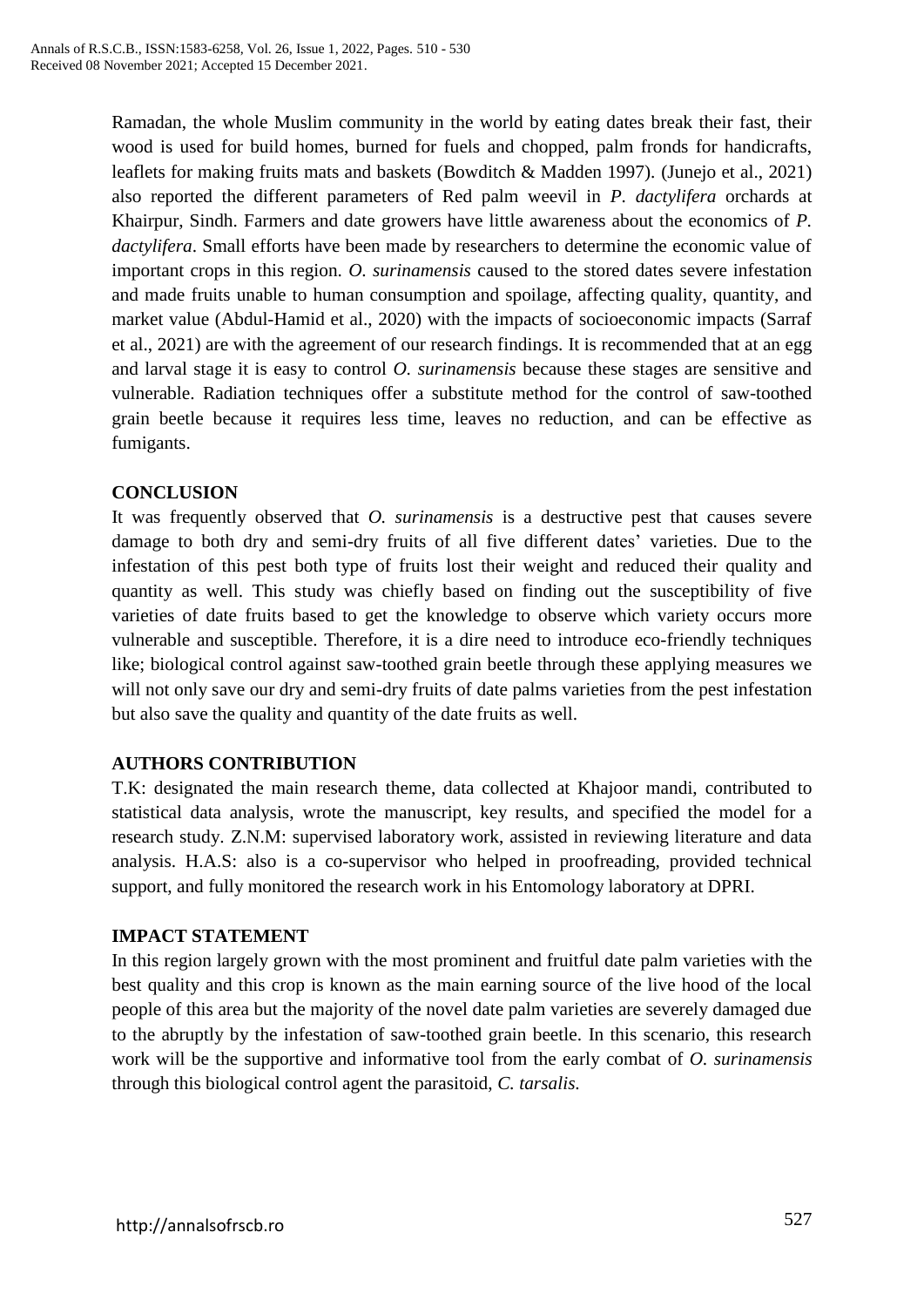Ramadan, the whole Muslim community in the world by eating dates break their fast, their wood is used for build homes, burned for fuels and chopped, palm fronds for handicrafts, leaflets for making fruits mats and baskets (Bowditch & Madden 1997). (Junejo et al., 2021) also reported the different parameters of Red palm weevil in *P. dactylifera* orchards at Khairpur, Sindh. Farmers and date growers have little awareness about the economics of *P. dactylifera*. Small efforts have been made by researchers to determine the economic value of important crops in this region. *O. surinamensis* caused to the stored dates severe infestation and made fruits unable to human consumption and spoilage, affecting quality, quantity, and market value (Abdul-Hamid et al., 2020) with the impacts of socioeconomic impacts (Sarraf et al., 2021) are with the agreement of our research findings. It is recommended that at an egg and larval stage it is easy to control *O. surinamensis* because these stages are sensitive and vulnerable. Radiation techniques offer a substitute method for the control of saw-toothed grain beetle because it requires less time, leaves no reduction, and can be effective as fumigants.

## CONCLUSION

It was frequently observed that *O. surinamensis* is a destructive pest that causes severe damage to both dry and semi-dry fruits of all five different dates' varieties. Due to the infestation of this pest both type of fruits lost their weight and reduced their quality and quantity as well. This study was chiefly based on finding out the susceptibility of five varieties of date fruits based to get the knowledge to observe which variety occurs more vulnerable and susceptible. Therefore, it is a dire need to introduce eco-friendly techniques like; biological control against saw-toothed grain beetle through these applying measures we will not only save our dry and semi-dry fruits of date palms varieties from the pest infestation but also save the quality and quantity of the date fruits as well.

## AUTHORS CONTRIBUTION

T.K: designated the main research theme, data collected at Khajoor mandi, contributed to statistical data analysis, wrote the manuscript, key results, and specified the model for a research study. Z.N.M: supervised laboratory work, assisted in reviewing literature and data analysis. H.A.S: also is a co-supervisor who helped in proofreading, provided technical support, and fully monitored the research work in his Entomology laboratory at DPRI.

## IMPACT STATEMENT

In this region largely grown with the most prominent and fruitful date palm varieties with the best quality and this crop is known as the main earning source of the live hood of the local people of this area but the majority of the novel date palm varieties are severely damaged due to the abruptly by the infestation of saw-toothed grain beetle. In this scenario, this research work will be the supportive and informative tool from the early combat of *O. surinamensis* through this biological control agent the parasitoid, *C. tarsalis.*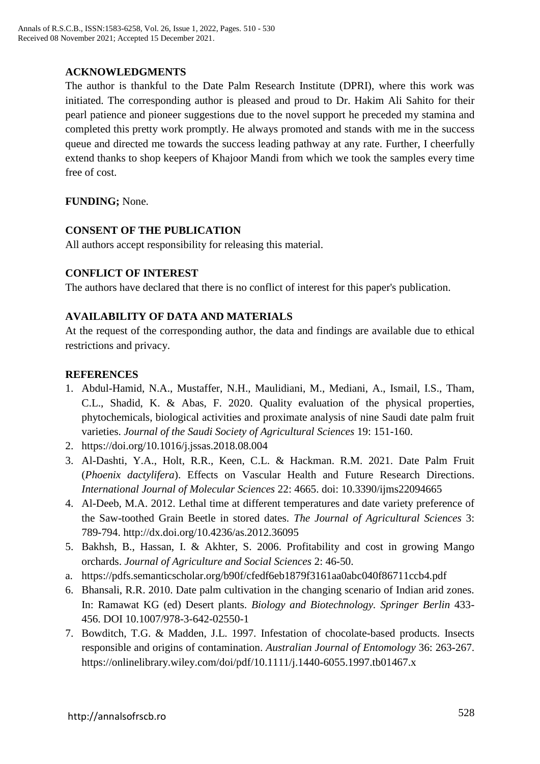## ACKNOWLEDGMENTS

The author is thankful to the Date Palm Research Institute (DPRI), where this work was initiated. The corresponding author is pleased and proud to Dr. Hakim Ali Sahito for their pearl patience and pioneer suggestions due to the novel support he preceded my stamina and completed this pretty work promptly. He always promoted and stands with me in the success queue and directed me towards the success leading pathway at any rate. Further, I cheerfully extend thanks to shop keepers of Khajoor Mandi from which we took the samples every time free of cost.

**FUNDING;** None.

## CONSENT OF THE PUBLICATION

All authors accept responsibility for releasing this material.

## CONFLICT OF INTEREST

The authors have declared that there is no conflict of interest for this paper's publication.

## AVAILABILITY OF DATA AND MATERIALS

At the request of the corresponding author, the data and findings are available due to ethical restrictions and privacy.

## REFERENCES

1. Abdul-Hamid, N.A., Mustaffer, N.H., Maulidiani, M., Mediani, A., Ismail, I.S., Tham, C.L., Shadid, K. & Abas, F. 2020. Quality evaluation of the physical properties, phytochemicals, biological activities and proximate analysis of nine Saudi date palm fruit varieties. *Journal of the Saudi Society of Agricultural Sciences* 19: 151-160.
2. https://doi.org/10.1016/j.jssas.2018.08.004
3. Al-Dashti, Y.A., Holt, R.R., Keen, C.L. & Hackman. R.M. 2021. Date Palm Fruit (*Phoenix dactylifera*). Effects on Vascular Health and Future Research Directions. *International Journal of Molecular Sciences* 22: 4665. doi: 10.3390/ijms22094665
4. Al-Deeb, M.A. 2012. Lethal time at different temperatures and date variety preference of the Saw-toothed Grain Beetle in stored dates. *The Journal of Agricultural Sciences* 3: 789-794. http://dx.doi.org/10.4236/as.2012.36095
5. Bakhsh, B., Hassan, I. & Akhter, S. 2006. Profitability and cost in growing Mango orchards. *Journal of Agriculture and Social Sciences* 2: 46-50.

   a. https://pdfs.semanticscholar.org/b90f/cfedf6eb1879f3161aa0abc040f86711ccb4.pdf
6. Bhansali, R.R. 2010. Date palm cultivation in the changing scenario of Indian arid zones. In: Ramawat KG (ed) Desert plants. *Biology and Biotechnology. Springer Berlin* 433-456. DOI 10.1007/978-3-642-02550-1
7. Bowditch, T.G. & Madden, J.L. 1997. Infestation of chocolate-based products. Insects responsible and origins of contamination. *Australian Journal of Entomology* 36: 263-267. https://onlinelibrary.wiley.com/doi/pdf/10.1111/j.1440-6055.1997.tb01467.x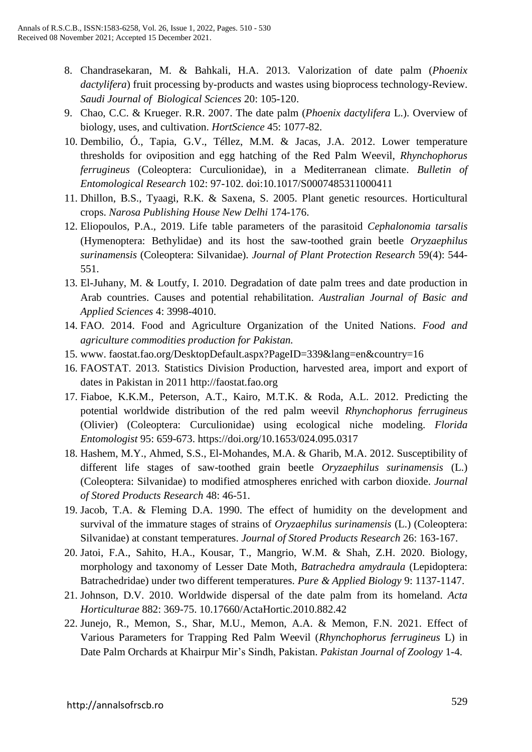8. Chandrasekaran, M. & Bahkali, H.A. 2013. Valorization of date palm (*Phoenix dactylifera*) fruit processing by-products and wastes using bioprocess technology-Review. *Saudi Journal of Biological Sciences* 20: 105-120.
9. Chao, C.C. & Krueger. R.R. 2007. The date palm (*Phoenix dactylifera* L.). Overview of biology, uses, and cultivation. *HortScience* 45: 1077-82.
10. Dembilio, Ó., Tapia, G.V., Téllez, M.M. & Jacas, J.A. 2012. Lower temperature thresholds for oviposition and egg hatching of the Red Palm Weevil, *Rhynchophorus ferrugineus* (Coleoptera: Curculionidae), in a Mediterranean climate. *Bulletin of Entomological Research* 102: 97-102. doi:10.1017/S0007485311000411
11. Dhillon, B.S., Tyaagi, R.K. & Saxena, S. 2005. Plant genetic resources. Horticultural crops. *Narosa Publishing House New Delhi* 174-176.
12. Eliopoulos, P.A., 2019. Life table parameters of the parasitoid *Cephalonomia tarsalis* (Hymenoptera: Bethylidae) and its host the saw-toothed grain beetle *Oryzaephilus surinamensis* (Coleoptera: Silvanidae). *Journal of Plant Protection Research* 59(4): 544-551.
13. El-Juhany, M. & Loutfy, I. 2010. Degradation of date palm trees and date production in Arab countries. Causes and potential rehabilitation. *Australian Journal of Basic and Applied Sciences* 4: 3998-4010.
14. FAO. 2014. Food and Agriculture Organization of the United Nations. *Food and agriculture commodities production for Pakistan.*
15. www. faostat.fao.org/DesktopDefault.aspx?PageID=339&lang=en&country=16
16. FAOSTAT. 2013. Statistics Division Production, harvested area, import and export of dates in Pakistan in 2011 http://faostat.fao.org
17. Fiaboe, K.K.M., Peterson, A.T., Kairo, M.T.K. & Roda, A.L. 2012. Predicting the potential worldwide distribution of the red palm weevil *Rhynchophorus ferrugineus* (Olivier) (Coleoptera: Curculionidae) using ecological niche modeling. *Florida Entomologist* 95: 659-673. https://doi.org/10.1653/024.095.0317
18. Hashem, M.Y., Ahmed, S.S., El-Mohandes, M.A. & Gharib, M.A. 2012. Susceptibility of different life stages of saw-toothed grain beetle *Oryzaephilus surinamensis* (L.) (Coleoptera: Silvanidae) to modified atmospheres enriched with carbon dioxide. *Journal of Stored Products Research* 48: 46-51.
19. Jacob, T.A. & Fleming D.A. 1990. The effect of humidity on the development and survival of the immature stages of strains of *Oryzaephilus surinamensis* (L.) (Coleoptera: Silvanidae) at constant temperatures. *Journal of Stored Products Research* 26: 163-167.
20. Jatoi, F.A., Sahito, H.A., Kousar, T., Mangrio, W.M. & Shah, Z.H. 2020. Biology, morphology and taxonomy of Lesser Date Moth, *Batrachedra amydraula* (Lepidoptera: Batrachedridae) under two different temperatures. *Pure & Applied Biology* 9: 1137-1147.
21. Johnson, D.V. 2010. Worldwide dispersal of the date palm from its homeland. *Acta Horticulturae* 882: 369-75. 10.17660/ActaHortic.2010.882.42
22. Junejo, R., Memon, S., Shar, M.U., Memon, A.A. & Memon, F.N. 2021. Effect of Various Parameters for Trapping Red Palm Weevil (*Rhynchophorus ferrugineus* L) in Date Palm Orchards at Khairpur Mir's Sindh, Pakistan. *Pakistan Journal of Zoology* 1-4.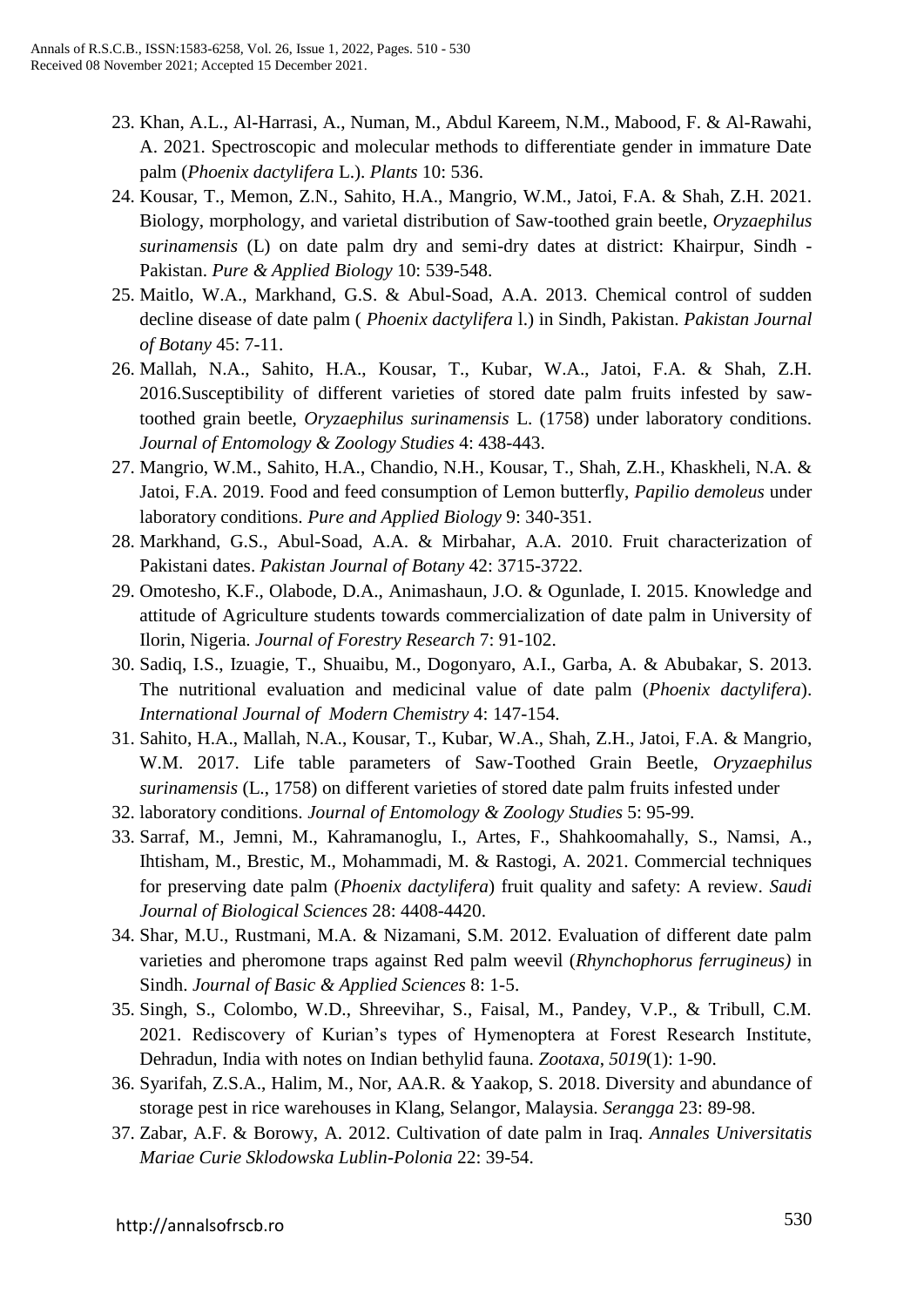23. Khan, A.L., Al-Harrasi, A., Numan, M., Abdul Kareem, N.M., Mabood, F. & Al-Rawahi, A. 2021. Spectroscopic and molecular methods to differentiate gender in immature Date palm (*Phoenix dactylifera* L.). *Plants* 10: 536.
24. Kousar, T., Memon, Z.N., Sahito, H.A., Mangrio, W.M., Jatoi, F.A. & Shah, Z.H. 2021. Biology, morphology, and varietal distribution of Saw-toothed grain beetle, *Oryzaephilus surinamensis* (L) on date palm dry and semi-dry dates at district: Khairpur, Sindh - Pakistan. *Pure & Applied Biology* 10: 539-548.
25. Maitlo, W.A., Markhand, G.S. & Abul-Soad, A.A. 2013. Chemical control of sudden decline disease of date palm ( *Phoenix dactylifera* l.) in Sindh, Pakistan. *Pakistan Journal of Botany* 45: 7-11.
26. Mallah, N.A., Sahito, H.A., Kousar, T., Kubar, W.A., Jatoi, F.A. & Shah, Z.H. 2016.Susceptibility of different varieties of stored date palm fruits infested by saw-toothed grain beetle, *Oryzaephilus surinamensis* L. (1758) under laboratory conditions. *Journal of Entomology & Zoology Studies* 4: 438-443.
27. Mangrio, W.M., Sahito, H.A., Chandio, N.H., Kousar, T., Shah, Z.H., Khaskheli, N.A. & Jatoi, F.A. 2019. Food and feed consumption of Lemon butterfly, *Papilio demoleus* under laboratory conditions. *Pure and Applied Biology* 9: 340-351.
28. Markhand, G.S., Abul-Soad, A.A. & Mirbahar, A.A. 2010. Fruit characterization of Pakistani dates. *Pakistan Journal of Botany* 42: 3715-3722.
29. Omotesho, K.F., Olabode, D.A., Animashaun, J.O. & Ogunlade, I. 2015. Knowledge and attitude of Agriculture students towards commercialization of date palm in University of Ilorin, Nigeria. *Journal of Forestry Research* 7: 91-102.
30. Sadiq, I.S., Izuagie, T., Shuaibu, M., Dogonyaro, A.I., Garba, A. & Abubakar, S. 2013. The nutritional evaluation and medicinal value of date palm (*Phoenix dactylifera*). *International Journal of Modern Chemistry* 4: 147-154.
31. Sahito, H.A., Mallah, N.A., Kousar, T., Kubar, W.A., Shah, Z.H., Jatoi, F.A. & Mangrio, W.M. 2017. Life table parameters of Saw-Toothed Grain Beetle, *Oryzaephilus surinamensis* (L., 1758) on different varieties of stored date palm fruits infested under
32. laboratory conditions. *Journal of Entomology & Zoology Studies* 5: 95-99.
33. Sarraf, M., Jemni, M., Kahramanoglu, I., Artes, F., Shahkoomahally, S., Namsi, A., Ihtisham, M., Brestic, M., Mohammadi, M. & Rastogi, A. 2021. Commercial techniques for preserving date palm (*Phoenix dactylifera*) fruit quality and safety: A review. *Saudi Journal of Biological Sciences* 28: 4408-4420.
34. Shar, M.U., Rustmani, M.A. & Nizamani, S.M. 2012. Evaluation of different date palm varieties and pheromone traps against Red palm weevil (*Rhynchophorus ferrugineus)* in Sindh. *Journal of Basic & Applied Sciences* 8: 1-5.
35. Singh, S., Colombo, W.D., Shreevihar, S., Faisal, M., Pandey, V.P., & Tribull, C.M. 2021. Rediscovery of Kurian's types of Hymenoptera at Forest Research Institute, Dehradun, India with notes on Indian bethylid fauna. *Zootaxa*, *5019*(1): 1-90.
36. Syarifah, Z.S.A., Halim, M., Nor, AA.R. & Yaakop, S. 2018. Diversity and abundance of storage pest in rice warehouses in Klang, Selangor, Malaysia. *Serangga* 23: 89-98.
37. Zabar, A.F. & Borowy, A. 2012. Cultivation of date palm in Iraq. *Annales Universitatis Mariae Curie Sklodowska Lublin-Polonia* 22: 39-54.